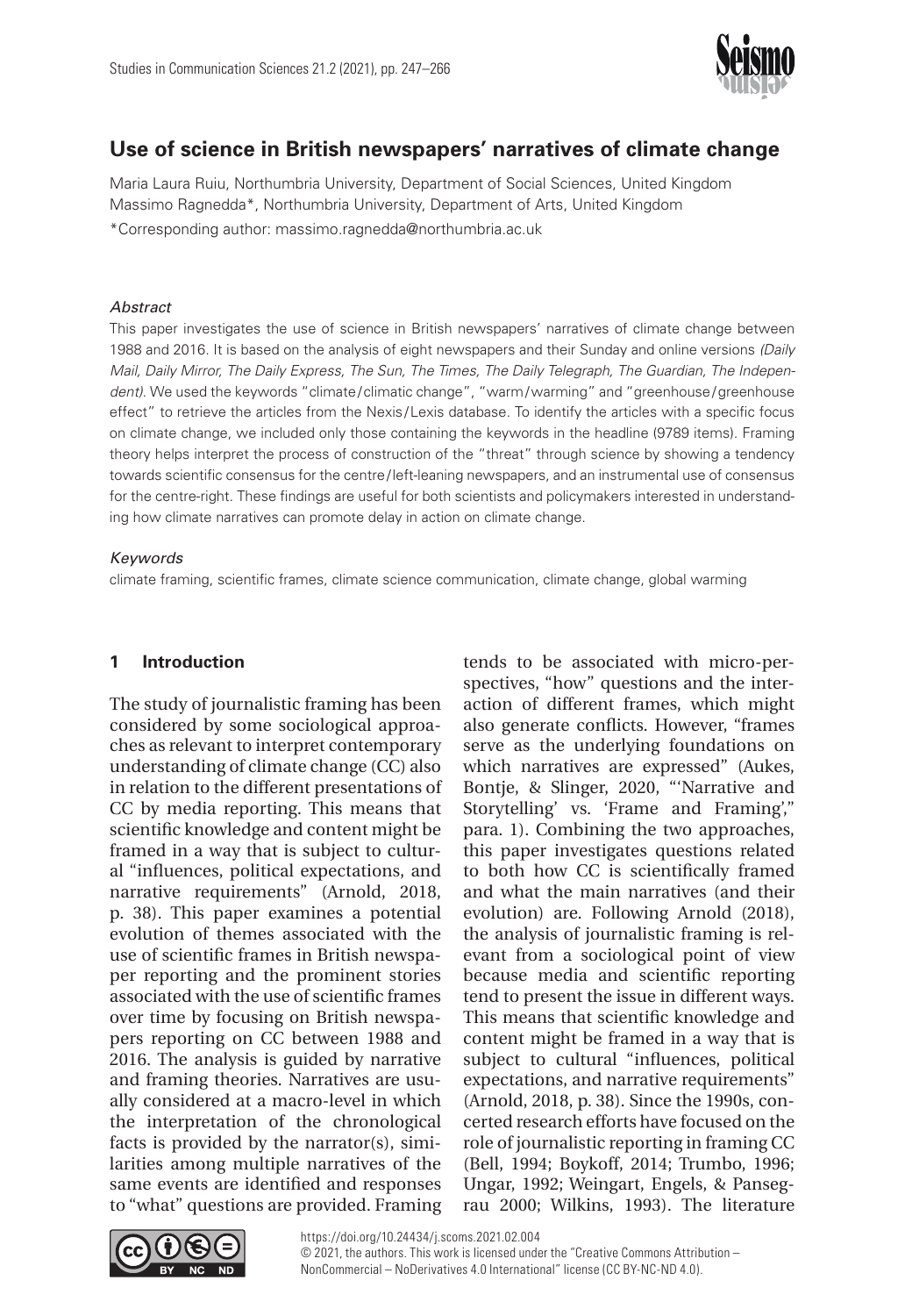# Use of science in British newspapers' narratives of climate change

Maria Laura Ruiu, Northumbria University, Department of Social Sciences, United Kingdom
Massimo Ragnedda*, Northumbria University, Department of Arts, United Kingdom
*Corresponding author: massimo.ragnedda@northumbria.ac.uk

*Abstract*

This paper investigates the use of science in British newspapers' narratives of climate change between 1988 and 2016. It is based on the analysis of eight newspapers and their Sunday and online versions *(Daily Mail, Daily Mirror, The Daily Express, The Sun, The Times, The Daily Telegraph, The Guardian, The Independent)*. We used the keywords "climate/climatic change", "warm/warming" and "greenhouse/greenhouse effect" to retrieve the articles from the Nexis/Lexis database. To identify the articles with a specific focus on climate change, we included only those containing the keywords in the headline (9789 items). Framing theory helps interpret the process of construction of the "threat" through science by showing a tendency towards scientific consensus for the centre/left-leaning newspapers, and an instrumental use of consensus for the centre-right. These findings are useful for both scientists and policymakers interested in understanding how climate narratives can promote delay in action on climate change.

*Keywords*

climate framing, scientific frames, climate science communication, climate change, global warming

## 1 Introduction

The study of journalistic framing has been considered by some sociological approaches as relevant to interpret contemporary understanding of climate change (CC) also in relation to the different presentations of CC by media reporting. This means that scientific knowledge and content might be framed in a way that is subject to cultural "influences, political expectations, and narrative requirements" (Arnold, 2018, p. 38). This paper examines a potential evolution of themes associated with the use of scientific frames in British newspaper reporting and the prominent stories associated with the use of scientific frames over time by focusing on British newspapers reporting on CC between 1988 and 2016. The analysis is guided by narrative and framing theories. Narratives are usually considered at a macro-level in which the interpretation of the chronological facts is provided by the narrator(s), similarities among multiple narratives of the same events are identified and responses to "what" questions are provided. Framing tends to be associated with micro-perspectives, "how" questions and the interaction of different frames, which might also generate conflicts. However, "frames serve as the underlying foundations on which narratives are expressed" (Aukes, Bontje, & Slinger, 2020, "'Narrative and Storytelling' vs. 'Frame and Framing'," para. 1). Combining the two approaches, this paper investigates questions related to both how CC is scientifically framed and what the main narratives (and their evolution) are. Following Arnold (2018), the analysis of journalistic framing is relevant from a sociological point of view because media and scientific reporting tend to present the issue in different ways. This means that scientific knowledge and content might be framed in a way that is subject to cultural "influences, political expectations, and narrative requirements" (Arnold, 2018, p. 38). Since the 1990s, concerted research efforts have focused on the role of journalistic reporting in framing CC (Bell, 1994; Boykoff, 2014; Trumbo, 1996; Ungar, 1992; Weingart, Engels, & Pansegrau 2000; Wilkins, 1993). The literature

https://doi.org/10.24434/j.scoms.2021.02.004
© 2021, the authors. This work is licensed under the "Creative Commons Attribution – NonCommercial – NoDerivatives 4.0 International" license (CC BY-NC-ND 4.0).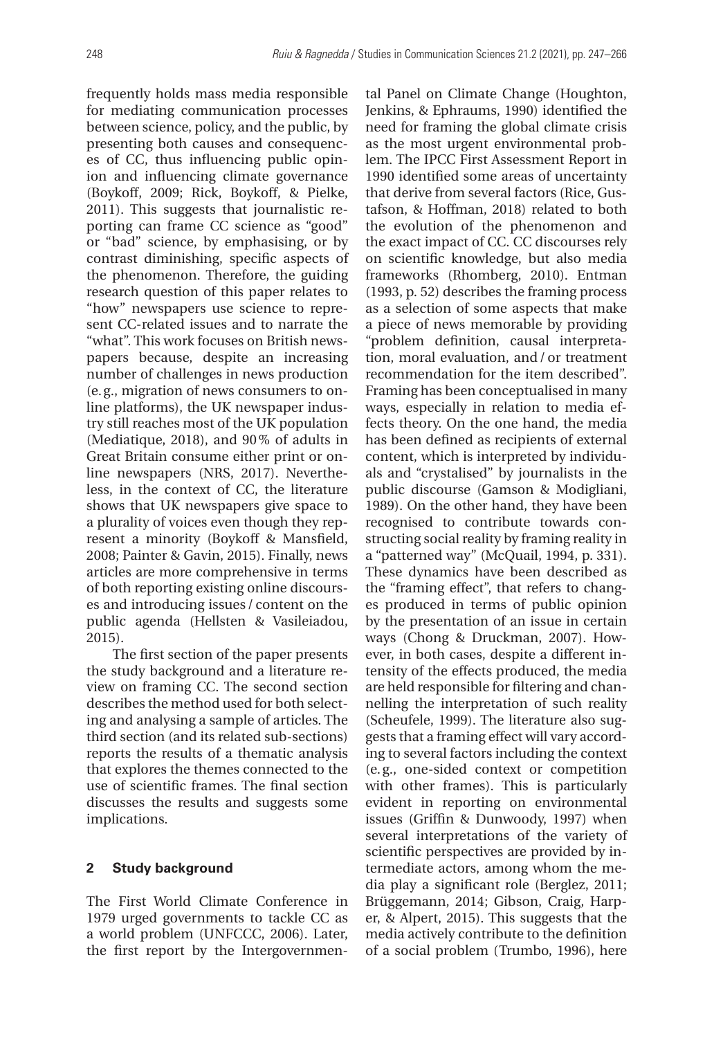frequently holds mass media responsible for mediating communication processes between science, policy, and the public, by presenting both causes and consequences of CC, thus influencing public opinion and influencing climate governance (Boykoff, 2009; Rick, Boykoff, & Pielke, 2011). This suggests that journalistic reporting can frame CC science as "good" or "bad" science, by emphasising, or by contrast diminishing, specific aspects of the phenomenon. Therefore, the guiding research question of this paper relates to "how" newspapers use science to represent CC-related issues and to narrate the "what". This work focuses on British newspapers because, despite an increasing number of challenges in news production (e.g., migration of news consumers to online platforms), the UK newspaper industry still reaches most of the UK population (Mediatique, 2018), and 90% of adults in Great Britain consume either print or online newspapers (NRS, 2017). Nevertheless, in the context of CC, the literature shows that UK newspapers give space to a plurality of voices even though they represent a minority (Boykoff & Mansfield, 2008; Painter & Gavin, 2015). Finally, news articles are more comprehensive in terms of both reporting existing online discourses and introducing issues / content on the public agenda (Hellsten & Vasileiadou, 2015).

The first section of the paper presents the study background and a literature review on framing CC. The second section describes the method used for both selecting and analysing a sample of articles. The third section (and its related sub-sections) reports the results of a thematic analysis that explores the themes connected to the use of scientific frames. The final section discusses the results and suggests some implications.

## 2 Study background

The First World Climate Conference in 1979 urged governments to tackle CC as a world problem (UNFCCC, 2006). Later, the first report by the Intergovernmental Panel on Climate Change (Houghton, Jenkins, & Ephraums, 1990) identified the need for framing the global climate crisis as the most urgent environmental problem. The IPCC First Assessment Report in 1990 identified some areas of uncertainty that derive from several factors (Rice, Gustafson, & Hoffman, 2018) related to both the evolution of the phenomenon and the exact impact of CC. CC discourses rely on scientific knowledge, but also media frameworks (Rhomberg, 2010). Entman (1993, p. 52) describes the framing process as a selection of some aspects that make a piece of news memorable by providing "problem definition, causal interpretation, moral evaluation, and / or treatment recommendation for the item described". Framing has been conceptualised in many ways, especially in relation to media effects theory. On the one hand, the media has been defined as recipients of external content, which is interpreted by individuals and "crystalised" by journalists in the public discourse (Gamson & Modigliani, 1989). On the other hand, they have been recognised to contribute towards constructing social reality by framing reality in a "patterned way" (McQuail, 1994, p. 331). These dynamics have been described as the "framing effect", that refers to changes produced in terms of public opinion by the presentation of an issue in certain ways (Chong & Druckman, 2007). However, in both cases, despite a different intensity of the effects produced, the media are held responsible for filtering and channelling the interpretation of such reality (Scheufele, 1999). The literature also suggests that a framing effect will vary according to several factors including the context (e.g., one-sided context or competition with other frames). This is particularly evident in reporting on environmental issues (Griffin & Dunwoody, 1997) when several interpretations of the variety of scientific perspectives are provided by intermediate actors, among whom the media play a significant role (Berglez, 2011; Brüggemann, 2014; Gibson, Craig, Harper, & Alpert, 2015). This suggests that the media actively contribute to the definition of a social problem (Trumbo, 1996), here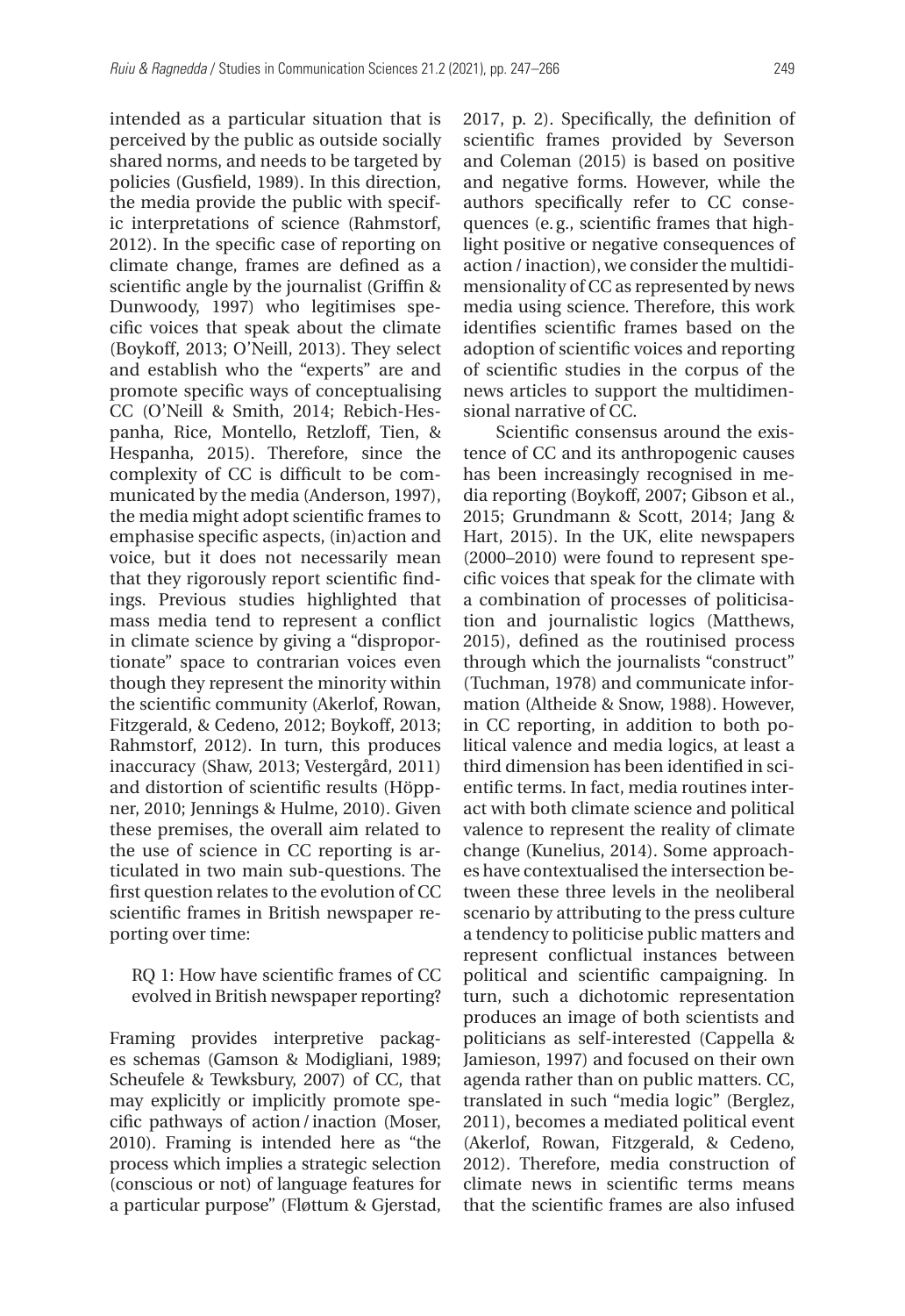intended as a particular situation that is perceived by the public as outside socially shared norms, and needs to be targeted by policies (Gusfield, 1989). In this direction, the media provide the public with specific interpretations of science (Rahmstorf, 2012). In the specific case of reporting on climate change, frames are defined as a scientific angle by the journalist (Griffin & Dunwoody, 1997) who legitimises specific voices that speak about the climate (Boykoff, 2013; O'Neill, 2013). They select and establish who the "experts" are and promote specific ways of conceptualising CC (O'Neill & Smith, 2014; Rebich-Hespanha, Rice, Montello, Retzloff, Tien, & Hespanha, 2015). Therefore, since the complexity of CC is difficult to be communicated by the media (Anderson, 1997), the media might adopt scientific frames to emphasise specific aspects, (in)action and voice, but it does not necessarily mean that they rigorously report scientific findings. Previous studies highlighted that mass media tend to represent a conflict in climate science by giving a "disproportionate" space to contrarian voices even though they represent the minority within the scientific community (Akerlof, Rowan, Fitzgerald, & Cedeno, 2012; Boykoff, 2013; Rahmstorf, 2012). In turn, this produces inaccuracy (Shaw, 2013; Vestergård, 2011) and distortion of scientific results (Höppner, 2010; Jennings & Hulme, 2010). Given these premises, the overall aim related to the use of science in CC reporting is articulated in two main sub-questions. The first question relates to the evolution of CC scientific frames in British newspaper reporting over time:

RQ 1: How have scientific frames of CC evolved in British newspaper reporting?

Framing provides interpretive packages schemas (Gamson & Modigliani, 1989; Scheufele & Tewksbury, 2007) of CC, that may explicitly or implicitly promote specific pathways of action / inaction (Moser, 2010). Framing is intended here as "the process which implies a strategic selection (conscious or not) of language features for a particular purpose" (Fløttum & Gjerstad, 2017, p. 2). Specifically, the definition of scientific frames provided by Severson and Coleman (2015) is based on positive and negative forms. However, while the authors specifically refer to CC consequences (e.g., scientific frames that highlight positive or negative consequences of action / inaction), we consider the multidimensionality of CC as represented by news media using science. Therefore, this work identifies scientific frames based on the adoption of scientific voices and reporting of scientific studies in the corpus of the news articles to support the multidimensional narrative of CC.

Scientific consensus around the existence of CC and its anthropogenic causes has been increasingly recognised in media reporting (Boykoff, 2007; Gibson et al., 2015; Grundmann & Scott, 2014; Jang & Hart, 2015). In the UK, elite newspapers (2000–2010) were found to represent specific voices that speak for the climate with a combination of processes of politicisation and journalistic logics (Matthews, 2015), defined as the routinised process through which the journalists "construct" (Tuchman, 1978) and communicate information (Altheide & Snow, 1988). However, in CC reporting, in addition to both political valence and media logics, at least a third dimension has been identified in scientific terms. In fact, media routines interact with both climate science and political valence to represent the reality of climate change (Kunelius, 2014). Some approaches have contextualised the intersection between these three levels in the neoliberal scenario by attributing to the press culture a tendency to politicise public matters and represent conflictual instances between political and scientific campaigning. In turn, such a dichotomic representation produces an image of both scientists and politicians as self-interested (Cappella & Jamieson, 1997) and focused on their own agenda rather than on public matters. CC, translated in such "media logic" (Berglez, 2011), becomes a mediated political event (Akerlof, Rowan, Fitzgerald, & Cedeno, 2012). Therefore, media construction of climate news in scientific terms means that the scientific frames are also infused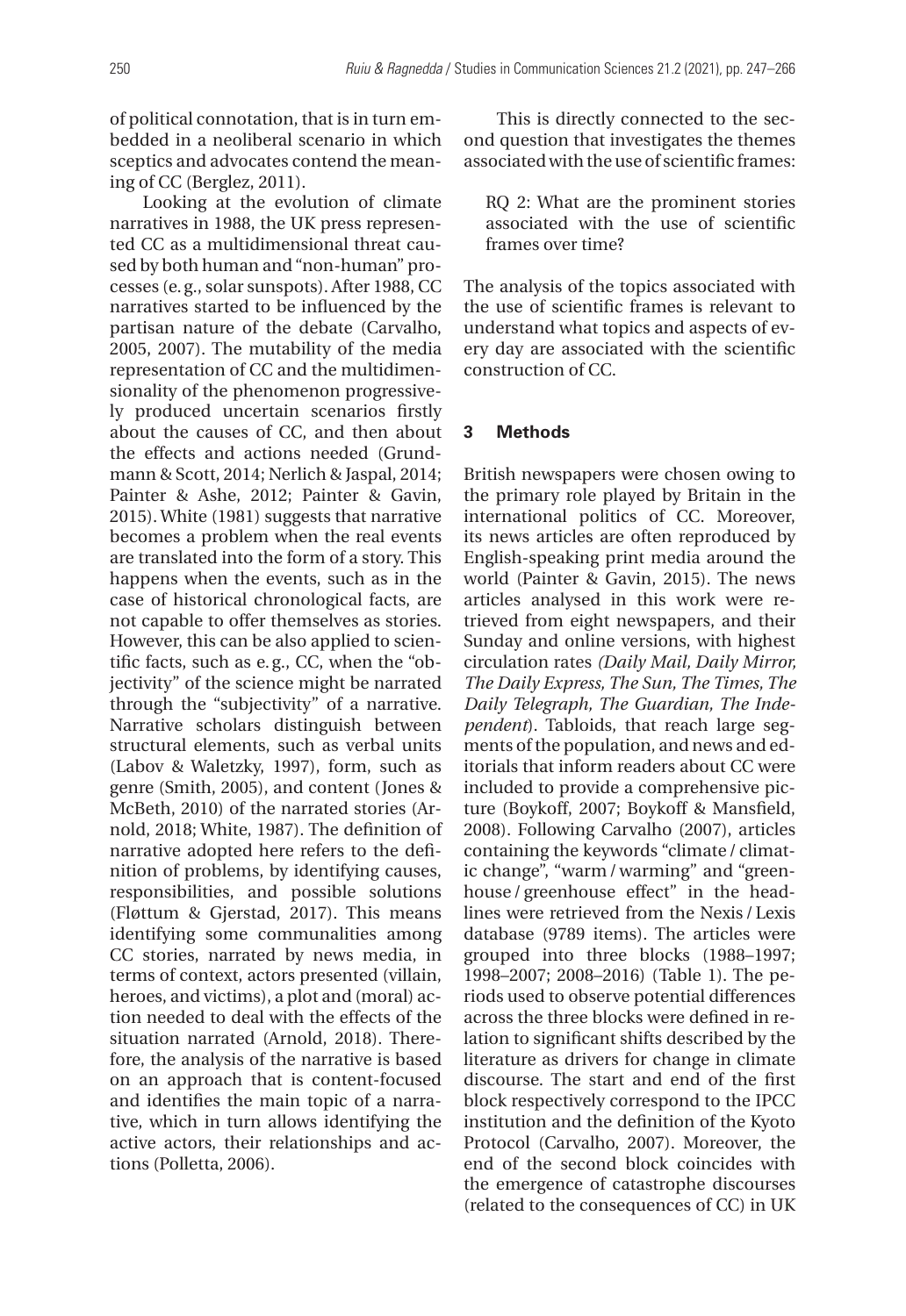of political connotation, that is in turn embedded in a neoliberal scenario in which sceptics and advocates contend the meaning of CC (Berglez, 2011).

Looking at the evolution of climate narratives in 1988, the UK press represented CC as a multidimensional threat caused by both human and "non-human" processes (e.g., solar sunspots). After 1988, CC narratives started to be influenced by the partisan nature of the debate (Carvalho, 2005, 2007). The mutability of the media representation of CC and the multidimensionality of the phenomenon progressively produced uncertain scenarios firstly about the causes of CC, and then about the effects and actions needed (Grundmann & Scott, 2014; Nerlich & Jaspal, 2014; Painter & Ashe, 2012; Painter & Gavin, 2015). White (1981) suggests that narrative becomes a problem when the real events are translated into the form of a story. This happens when the events, such as in the case of historical chronological facts, are not capable to offer themselves as stories. However, this can be also applied to scientific facts, such as e.g., CC, when the "objectivity" of the science might be narrated through the "subjectivity" of a narrative. Narrative scholars distinguish between structural elements, such as verbal units (Labov & Waletzky, 1997), form, such as genre (Smith, 2005), and content (Jones & McBeth, 2010) of the narrated stories (Arnold, 2018; White, 1987). The definition of narrative adopted here refers to the definition of problems, by identifying causes, responsibilities, and possible solutions (Fløttum & Gjerstad, 2017). This means identifying some communalities among CC stories, narrated by news media, in terms of context, actors presented (villain, heroes, and victims), a plot and (moral) action needed to deal with the effects of the situation narrated (Arnold, 2018). Therefore, the analysis of the narrative is based on an approach that is content-focused and identifies the main topic of a narrative, which in turn allows identifying the active actors, their relationships and actions (Polletta, 2006).

This is directly connected to the second question that investigates the themes associated with the use of scientific frames:

> RQ 2: What are the prominent stories associated with the use of scientific frames over time?

The analysis of the topics associated with the use of scientific frames is relevant to understand what topics and aspects of every day are associated with the scientific construction of CC.

## 3 Methods

British newspapers were chosen owing to the primary role played by Britain in the international politics of CC. Moreover, its news articles are often reproduced by English-speaking print media around the world (Painter & Gavin, 2015). The news articles analysed in this work were retrieved from eight newspapers, and their Sunday and online versions, with highest circulation rates *(Daily Mail, Daily Mirror, The Daily Express, The Sun, The Times, The Daily Telegraph, The Guardian, The Independent*). Tabloids, that reach large segments of the population, and news and editorials that inform readers about CC were included to provide a comprehensive picture (Boykoff, 2007; Boykoff & Mansfield, 2008). Following Carvalho (2007), articles containing the keywords "climate / climatic change", "warm / warming" and "greenhouse / greenhouse effect" in the headlines were retrieved from the Nexis / Lexis database (9789 items). The articles were grouped into three blocks (1988–1997; 1998–2007; 2008–2016) (Table 1). The periods used to observe potential differences across the three blocks were defined in relation to significant shifts described by the literature as drivers for change in climate discourse. The start and end of the first block respectively correspond to the IPCC institution and the definition of the Kyoto Protocol (Carvalho, 2007). Moreover, the end of the second block coincides with the emergence of catastrophe discourses (related to the consequences of CC) in UK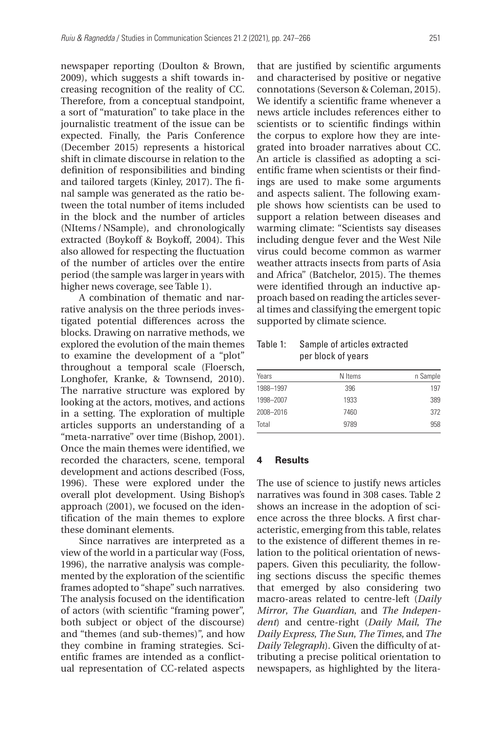newspaper reporting (Doulton & Brown, 2009), which suggests a shift towards increasing recognition of the reality of CC. Therefore, from a conceptual standpoint, a sort of "maturation" to take place in the journalistic treatment of the issue can be expected. Finally, the Paris Conference (December 2015) represents a historical shift in climate discourse in relation to the definition of responsibilities and binding and tailored targets (Kinley, 2017). The final sample was generated as the ratio between the total number of items included in the block and the number of articles (NItems / NSample), and chronologically extracted (Boykoff & Boykoff, 2004). This also allowed for respecting the fluctuation of the number of articles over the entire period (the sample was larger in years with higher news coverage, see Table 1).

A combination of thematic and narrative analysis on the three periods investigated potential differences across the blocks. Drawing on narrative methods, we explored the evolution of the main themes to examine the development of a "plot" throughout a temporal scale (Floersch, Longhofer, Kranke, & Townsend, 2010). The narrative structure was explored by looking at the actors, motives, and actions in a setting. The exploration of multiple articles supports an understanding of a "meta-narrative" over time (Bishop, 2001). Once the main themes were identified, we recorded the characters, scene, temporal development and actions described (Foss, 1996). These were explored under the overall plot development. Using Bishop's approach (2001), we focused on the identification of the main themes to explore these dominant elements.

Since narratives are interpreted as a view of the world in a particular way (Foss, 1996), the narrative analysis was complemented by the exploration of the scientific frames adopted to "shape" such narratives. The analysis focused on the identification of actors (with scientific "framing power", both subject or object of the discourse) and "themes (and sub-themes)", and how they combine in framing strategies. Scientific frames are intended as a conflictual representation of CC-related aspects that are justified by scientific arguments and characterised by positive or negative connotations (Severson & Coleman, 2015). We identify a scientific frame whenever a news article includes references either to scientists or to scientific findings within the corpus to explore how they are integrated into broader narratives about CC. An article is classified as adopting a scientific frame when scientists or their findings are used to make some arguments and aspects salient. The following example shows how scientists can be used to support a relation between diseases and warming climate: "Scientists say diseases including dengue fever and the West Nile virus could become common as warmer weather attracts insects from parts of Asia and Africa" (Batchelor, 2015). The themes were identified through an inductive approach based on reading the articles several times and classifying the emergent topic supported by climate science.

Table 1: Sample of articles extracted per block of years

| Years | N Items | n Sample |
|---|---|---|
| 1988–1997 | 396 | 197 |
| 1998–2007 | 1933 | 389 |
| 2008–2016 | 7460 | 372 |
| Total | 9789 | 958 |

## 4 Results

The use of science to justify news articles narratives was found in 308 cases. Table 2 shows an increase in the adoption of science across the three blocks. A first characteristic, emerging from this table, relates to the existence of different themes in relation to the political orientation of newspapers. Given this peculiarity, the following sections discuss the specific themes that emerged by also considering two macro-areas related to centre-left (*Daily Mirror*, *The Guardian*, and *The Independent*) and centre-right (*Daily Mail*, *The Daily Express*, *The Sun*, *The Times*, and *The Daily Telegraph*). Given the difficulty of attributing a precise political orientation to newspapers, as highlighted by the litera-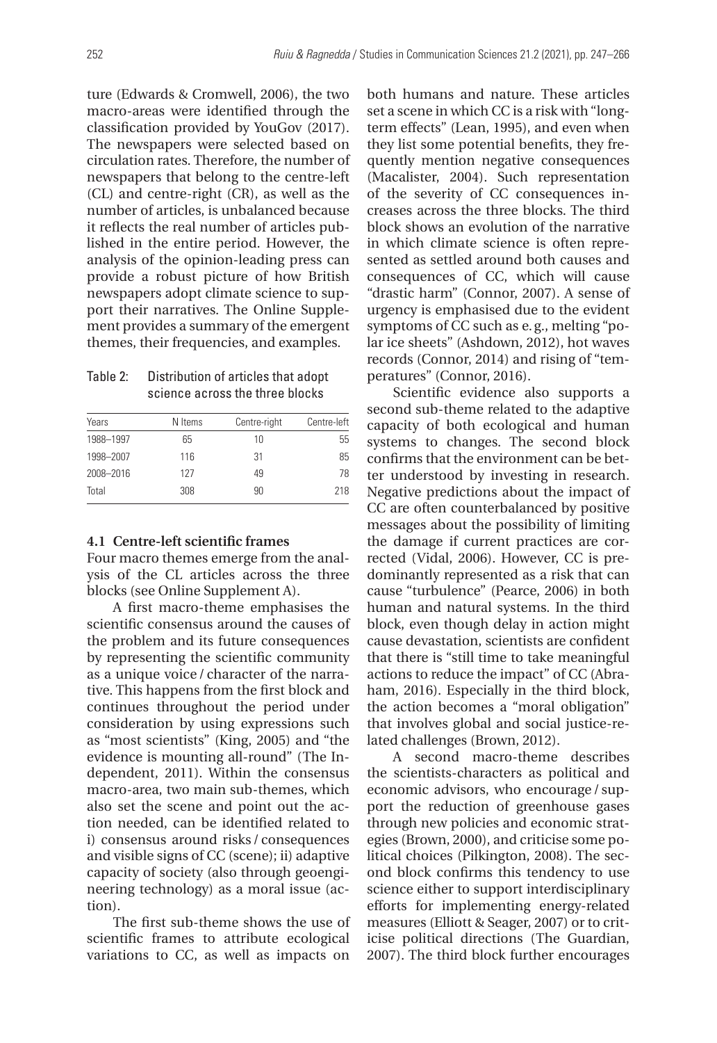ture (Edwards & Cromwell, 2006), the two macro-areas were identified through the classification provided by YouGov (2017). The newspapers were selected based on circulation rates. Therefore, the number of newspapers that belong to the centre-left (CL) and centre-right (CR), as well as the number of articles, is unbalanced because it reflects the real number of articles published in the entire period. However, the analysis of the opinion-leading press can provide a robust picture of how British newspapers adopt climate science to support their narratives. The Online Supplement provides a summary of the emergent themes, their frequencies, and examples.

Table 2: Distribution of articles that adopt science across the three blocks

| Years | N Items | Centre-right | Centre-left |
|---|---|---|---|
| 1988–1997 | 65 | 10 | 55 |
| 1998–2007 | 116 | 31 | 85 |
| 2008–2016 | 127 | 49 | 78 |
| Total | 308 | 90 | 218 |

### 4.1 Centre-left scientific frames

Four macro themes emerge from the analysis of the CL articles across the three blocks (see Online Supplement A).

A first macro-theme emphasises the scientific consensus around the causes of the problem and its future consequences by representing the scientific community as a unique voice / character of the narrative. This happens from the first block and continues throughout the period under consideration by using expressions such as "most scientists" (King, 2005) and "the evidence is mounting all-round" (The Independent, 2011). Within the consensus macro-area, two main sub-themes, which also set the scene and point out the action needed, can be identified related to i) consensus around risks / consequences and visible signs of CC (scene); ii) adaptive capacity of society (also through geoengineering technology) as a moral issue (action).

The first sub-theme shows the use of scientific frames to attribute ecological variations to CC, as well as impacts on both humans and nature. These articles set a scene in which CC is a risk with "long-term effects" (Lean, 1995), and even when they list some potential benefits, they frequently mention negative consequences (Macalister, 2004). Such representation of the severity of CC consequences increases across the three blocks. The third block shows an evolution of the narrative in which climate science is often represented as settled around both causes and consequences of CC, which will cause "drastic harm" (Connor, 2007). A sense of urgency is emphasised due to the evident symptoms of CC such as e. g., melting "polar ice sheets" (Ashdown, 2012), hot waves records (Connor, 2014) and rising of "temperatures" (Connor, 2016).

Scientific evidence also supports a second sub-theme related to the adaptive capacity of both ecological and human systems to changes. The second block confirms that the environment can be better understood by investing in research. Negative predictions about the impact of CC are often counterbalanced by positive messages about the possibility of limiting the damage if current practices are corrected (Vidal, 2006). However, CC is predominantly represented as a risk that can cause "turbulence" (Pearce, 2006) in both human and natural systems. In the third block, even though delay in action might cause devastation, scientists are confident that there is "still time to take meaningful actions to reduce the impact" of CC (Abraham, 2016). Especially in the third block, the action becomes a "moral obligation" that involves global and social justice-related challenges (Brown, 2012).

A second macro-theme describes the scientists-characters as political and economic advisors, who encourage / support the reduction of greenhouse gases through new policies and economic strategies (Brown, 2000), and criticise some political choices (Pilkington, 2008). The second block confirms this tendency to use science either to support interdisciplinary efforts for implementing energy-related measures (Elliott & Seager, 2007) or to criticise political directions (The Guardian, 2007). The third block further encourages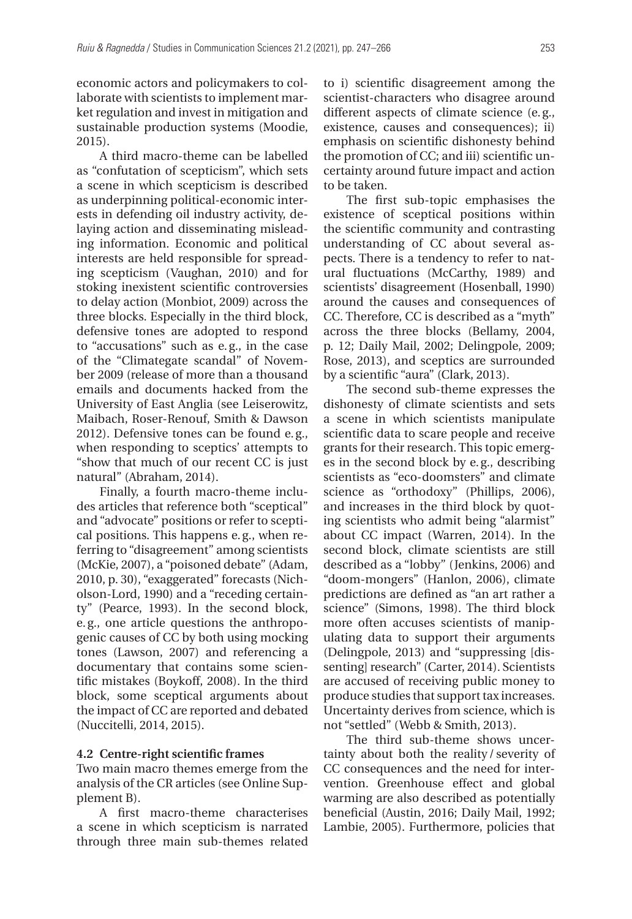economic actors and policymakers to collaborate with scientists to implement market regulation and invest in mitigation and sustainable production systems (Moodie, 2015).

A third macro-theme can be labelled as "confutation of scepticism", which sets a scene in which scepticism is described as underpinning political-economic interests in defending oil industry activity, delaying action and disseminating misleading information. Economic and political interests are held responsible for spreading scepticism (Vaughan, 2010) and for stoking inexistent scientific controversies to delay action (Monbiot, 2009) across the three blocks. Especially in the third block, defensive tones are adopted to respond to "accusations" such as e. g., in the case of the "Climategate scandal" of November 2009 (release of more than a thousand emails and documents hacked from the University of East Anglia (see Leiserowitz, Maibach, Roser-Renouf, Smith & Dawson 2012). Defensive tones can be found e. g., when responding to sceptics' attempts to "show that much of our recent CC is just natural" (Abraham, 2014).

Finally, a fourth macro-theme includes articles that reference both "sceptical" and "advocate" positions or refer to sceptical positions. This happens e. g., when referring to "disagreement" among scientists (McKie, 2007), a "poisoned debate" (Adam, 2010, p. 30), "exaggerated" forecasts (Nicholson-Lord, 1990) and a "receding certainty" (Pearce, 1993). In the second block, e. g., one article questions the anthropogenic causes of CC by both using mocking tones (Lawson, 2007) and referencing a documentary that contains some scientific mistakes (Boykoff, 2008). In the third block, some sceptical arguments about the impact of CC are reported and debated (Nuccitelli, 2014, 2015).

### 4.2 Centre-right scientific frames

Two main macro themes emerge from the analysis of the CR articles (see Online Supplement B).

A first macro-theme characterises a scene in which scepticism is narrated through three main sub-themes related to i) scientific disagreement among the scientist-characters who disagree around different aspects of climate science (e. g., existence, causes and consequences); ii) emphasis on scientific dishonesty behind the promotion of CC; and iii) scientific uncertainty around future impact and action to be taken.

The first sub-topic emphasises the existence of sceptical positions within the scientific community and contrasting understanding of CC about several aspects. There is a tendency to refer to natural fluctuations (McCarthy, 1989) and scientists' disagreement (Hosenball, 1990) around the causes and consequences of CC. Therefore, CC is described as a "myth" across the three blocks (Bellamy, 2004, p. 12; Daily Mail, 2002; Delingpole, 2009; Rose, 2013), and sceptics are surrounded by a scientific "aura" (Clark, 2013).

The second sub-theme expresses the dishonesty of climate scientists and sets a scene in which scientists manipulate scientific data to scare people and receive grants for their research. This topic emerges in the second block by e. g., describing scientists as "eco-doomsters" and climate science as "orthodoxy" (Phillips, 2006), and increases in the third block by quoting scientists who admit being "alarmist" about CC impact (Warren, 2014). In the second block, climate scientists are still described as a "lobby" (Jenkins, 2006) and "doom-mongers" (Hanlon, 2006), climate predictions are defined as "an art rather a science" (Simons, 1998). The third block more often accuses scientists of manipulating data to support their arguments (Delingpole, 2013) and "suppressing [dissenting] research" (Carter, 2014). Scientists are accused of receiving public money to produce studies that support tax increases. Uncertainty derives from science, which is not "settled" (Webb & Smith, 2013).

The third sub-theme shows uncertainty about both the reality / severity of CC consequences and the need for intervention. Greenhouse effect and global warming are also described as potentially beneficial (Austin, 2016; Daily Mail, 1992; Lambie, 2005). Furthermore, policies that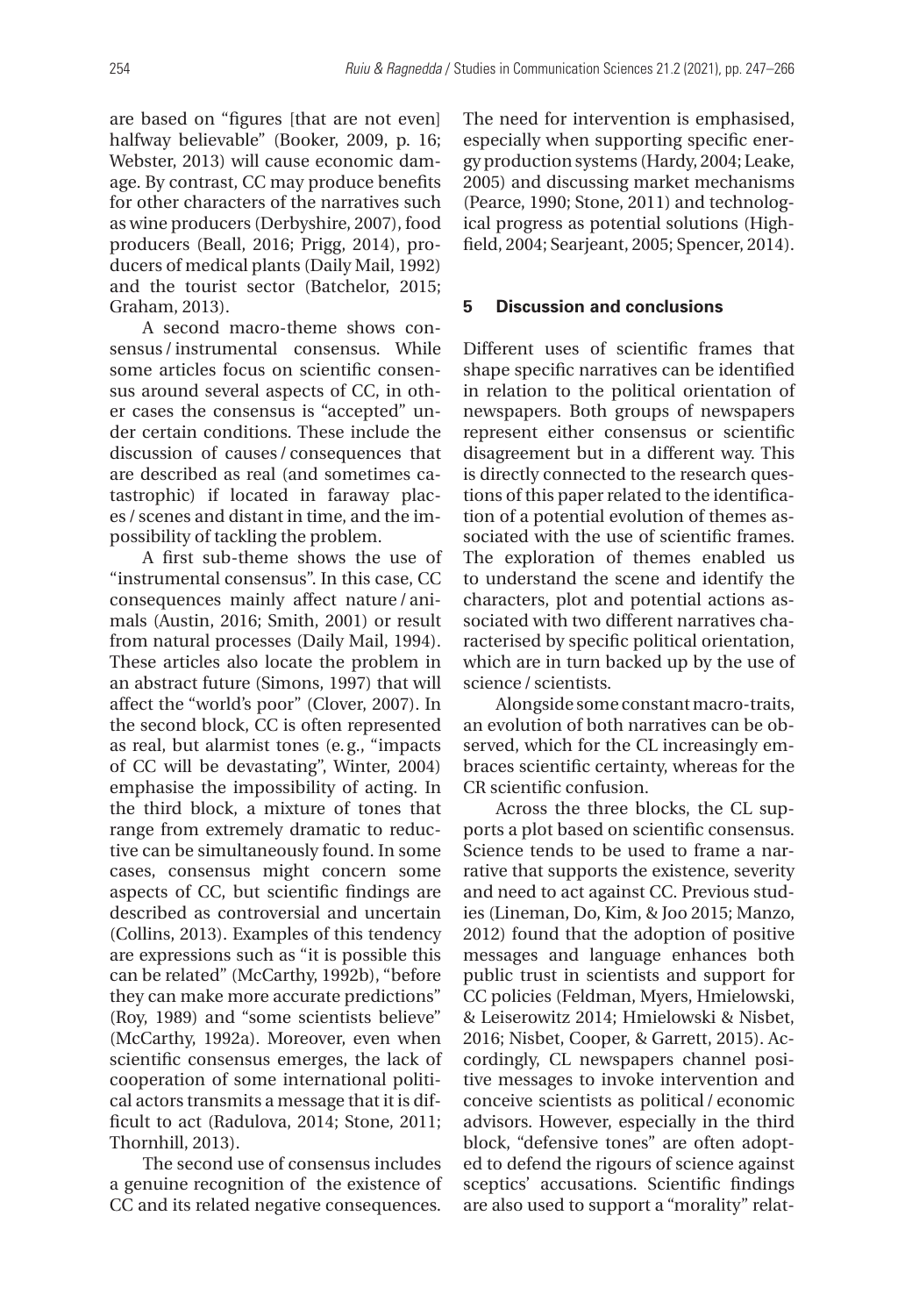are based on "figures [that are not even] halfway believable" (Booker, 2009, p. 16; Webster, 2013) will cause economic damage. By contrast, CC may produce benefits for other characters of the narratives such as wine producers (Derbyshire, 2007), food producers (Beall, 2016; Prigg, 2014), producers of medical plants (Daily Mail, 1992) and the tourist sector (Batchelor, 2015; Graham, 2013).

A second macro-theme shows consensus / instrumental consensus. While some articles focus on scientific consensus around several aspects of CC, in other cases the consensus is "accepted" under certain conditions. These include the discussion of causes / consequences that are described as real (and sometimes catastrophic) if located in faraway places / scenes and distant in time, and the impossibility of tackling the problem.

A first sub-theme shows the use of "instrumental consensus". In this case, CC consequences mainly affect nature / animals (Austin, 2016; Smith, 2001) or result from natural processes (Daily Mail, 1994). These articles also locate the problem in an abstract future (Simons, 1997) that will affect the "world's poor" (Clover, 2007). In the second block, CC is often represented as real, but alarmist tones (e.g., "impacts of CC will be devastating", Winter, 2004) emphasise the impossibility of acting. In the third block, a mixture of tones that range from extremely dramatic to reductive can be simultaneously found. In some cases, consensus might concern some aspects of CC, but scientific findings are described as controversial and uncertain (Collins, 2013). Examples of this tendency are expressions such as "it is possible this can be related" (McCarthy, 1992b), "before they can make more accurate predictions" (Roy, 1989) and "some scientists believe" (McCarthy, 1992a). Moreover, even when scientific consensus emerges, the lack of cooperation of some international political actors transmits a message that it is difficult to act (Radulova, 2014; Stone, 2011; Thornhill, 2013).

The second use of consensus includes a genuine recognition of the existence of CC and its related negative consequences. The need for intervention is emphasised, especially when supporting specific energy production systems (Hardy, 2004; Leake, 2005) and discussing market mechanisms (Pearce, 1990; Stone, 2011) and technological progress as potential solutions (Highfield, 2004; Searjeant, 2005; Spencer, 2014).

## 5 Discussion and conclusions

Different uses of scientific frames that shape specific narratives can be identified in relation to the political orientation of newspapers. Both groups of newspapers represent either consensus or scientific disagreement but in a different way. This is directly connected to the research questions of this paper related to the identification of a potential evolution of themes associated with the use of scientific frames. The exploration of themes enabled us to understand the scene and identify the characters, plot and potential actions associated with two different narratives characterised by specific political orientation, which are in turn backed up by the use of science / scientists.

Alongside some constant macro-traits, an evolution of both narratives can be observed, which for the CL increasingly embraces scientific certainty, whereas for the CR scientific confusion.

Across the three blocks, the CL supports a plot based on scientific consensus. Science tends to be used to frame a narrative that supports the existence, severity and need to act against CC. Previous studies (Lineman, Do, Kim, & Joo 2015; Manzo, 2012) found that the adoption of positive messages and language enhances both public trust in scientists and support for CC policies (Feldman, Myers, Hmielowski, & Leiserowitz 2014; Hmielowski & Nisbet, 2016; Nisbet, Cooper, & Garrett, 2015). Accordingly, CL newspapers channel positive messages to invoke intervention and conceive scientists as political / economic advisors. However, especially in the third block, "defensive tones" are often adopted to defend the rigours of science against sceptics' accusations. Scientific findings are also used to support a "morality" relat-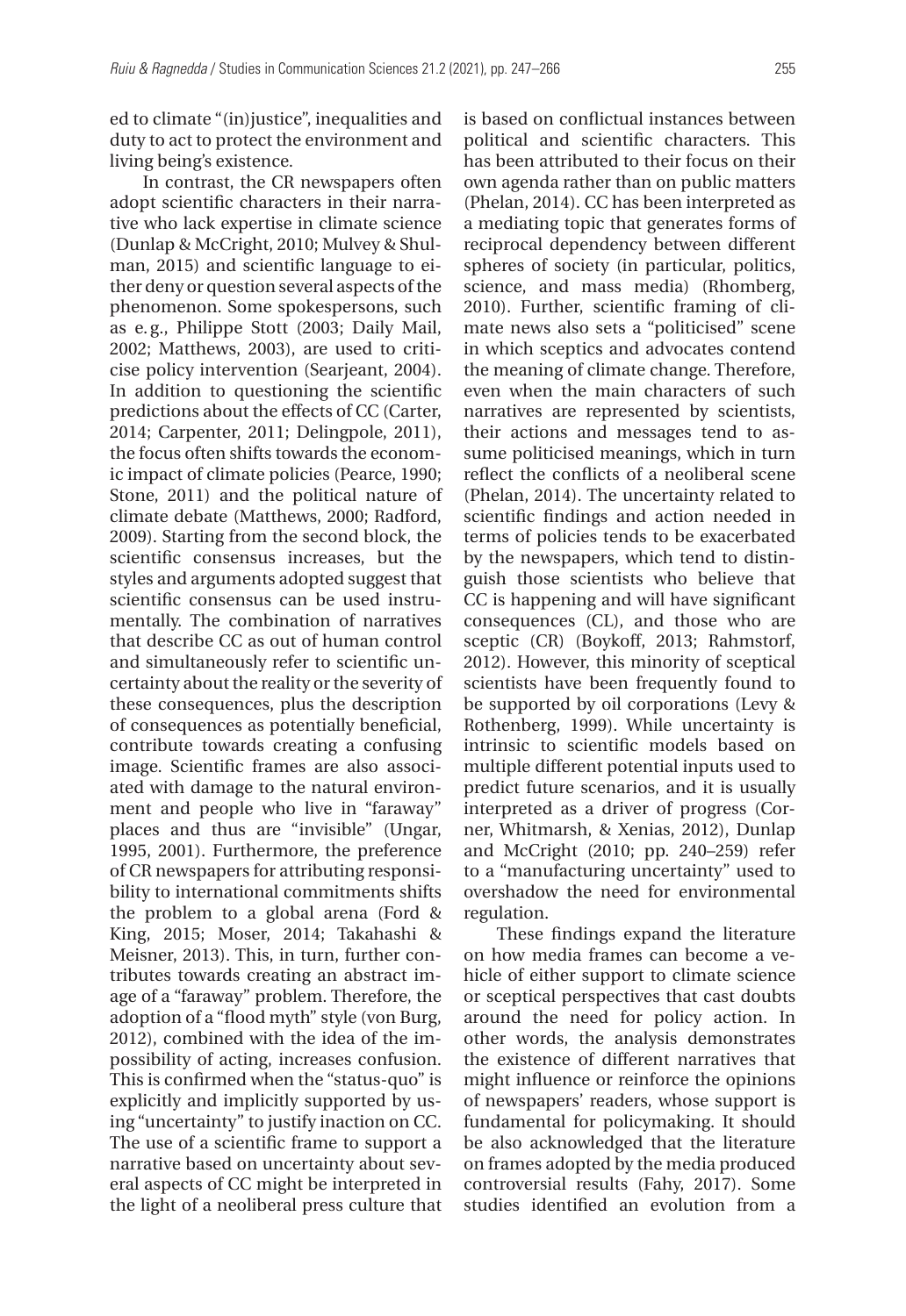ed to climate "(in)justice", inequalities and duty to act to protect the environment and living being's existence.

In contrast, the CR newspapers often adopt scientific characters in their narrative who lack expertise in climate science (Dunlap & McCright, 2010; Mulvey & Shulman, 2015) and scientific language to either deny or question several aspects of the phenomenon. Some spokespersons, such as e.g., Philippe Stott (2003; Daily Mail, 2002; Matthews, 2003), are used to criticise policy intervention (Searjeant, 2004). In addition to questioning the scientific predictions about the effects of CC (Carter, 2014; Carpenter, 2011; Delingpole, 2011), the focus often shifts towards the economic impact of climate policies (Pearce, 1990; Stone, 2011) and the political nature of climate debate (Matthews, 2000; Radford, 2009). Starting from the second block, the scientific consensus increases, but the styles and arguments adopted suggest that scientific consensus can be used instrumentally. The combination of narratives that describe CC as out of human control and simultaneously refer to scientific uncertainty about the reality or the severity of these consequences, plus the description of consequences as potentially beneficial, contribute towards creating a confusing image. Scientific frames are also associated with damage to the natural environment and people who live in "faraway" places and thus are "invisible" (Ungar, 1995, 2001). Furthermore, the preference of CR newspapers for attributing responsibility to international commitments shifts the problem to a global arena (Ford & King, 2015; Moser, 2014; Takahashi & Meisner, 2013). This, in turn, further contributes towards creating an abstract image of a "faraway" problem. Therefore, the adoption of a "flood myth" style (von Burg, 2012), combined with the idea of the impossibility of acting, increases confusion. This is confirmed when the "status-quo" is explicitly and implicitly supported by using "uncertainty" to justify inaction on CC. The use of a scientific frame to support a narrative based on uncertainty about several aspects of CC might be interpreted in the light of a neoliberal press culture that is based on conflictual instances between political and scientific characters. This has been attributed to their focus on their own agenda rather than on public matters (Phelan, 2014). CC has been interpreted as a mediating topic that generates forms of reciprocal dependency between different spheres of society (in particular, politics, science, and mass media) (Rhomberg, 2010). Further, scientific framing of climate news also sets a "politicised" scene in which sceptics and advocates contend the meaning of climate change. Therefore, even when the main characters of such narratives are represented by scientists, their actions and messages tend to assume politicised meanings, which in turn reflect the conflicts of a neoliberal scene (Phelan, 2014). The uncertainty related to scientific findings and action needed in terms of policies tends to be exacerbated by the newspapers, which tend to distinguish those scientists who believe that CC is happening and will have significant consequences (CL), and those who are sceptic (CR) (Boykoff, 2013; Rahmstorf, 2012). However, this minority of sceptical scientists have been frequently found to be supported by oil corporations (Levy & Rothenberg, 1999). While uncertainty is intrinsic to scientific models based on multiple different potential inputs used to predict future scenarios, and it is usually interpreted as a driver of progress (Corner, Whitmarsh, & Xenias, 2012), Dunlap and McCright (2010; pp. 240–259) refer to a "manufacturing uncertainty" used to overshadow the need for environmental regulation.

These findings expand the literature on how media frames can become a vehicle of either support to climate science or sceptical perspectives that cast doubts around the need for policy action. In other words, the analysis demonstrates the existence of different narratives that might influence or reinforce the opinions of newspapers' readers, whose support is fundamental for policymaking. It should be also acknowledged that the literature on frames adopted by the media produced controversial results (Fahy, 2017). Some studies identified an evolution from a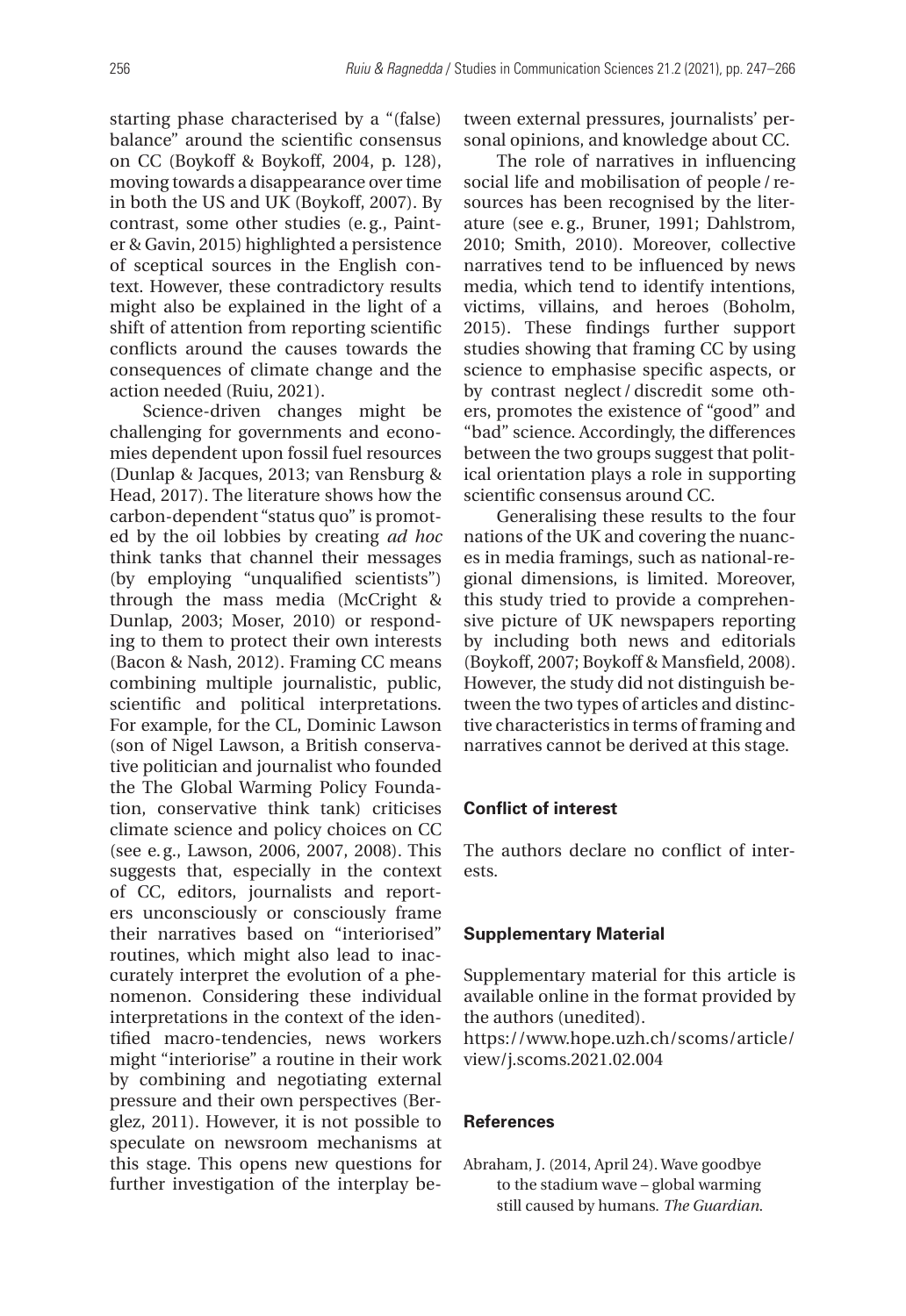starting phase characterised by a "(false) balance" around the scientific consensus on CC (Boykoff & Boykoff, 2004, p. 128), moving towards a disappearance over time in both the US and UK (Boykoff, 2007). By contrast, some other studies (e. g., Painter & Gavin, 2015) highlighted a persistence of sceptical sources in the English context. However, these contradictory results might also be explained in the light of a shift of attention from reporting scientific conflicts around the causes towards the consequences of climate change and the action needed (Ruiu, 2021).

Science-driven changes might be challenging for governments and economies dependent upon fossil fuel resources (Dunlap & Jacques, 2013; van Rensburg & Head, 2017). The literature shows how the carbon-dependent "status quo" is promoted by the oil lobbies by creating *ad hoc* think tanks that channel their messages (by employing "unqualified scientists") through the mass media (McCright & Dunlap, 2003; Moser, 2010) or responding to them to protect their own interests (Bacon & Nash, 2012). Framing CC means combining multiple journalistic, public, scientific and political interpretations. For example, for the CL, Dominic Lawson (son of Nigel Lawson, a British conservative politician and journalist who founded the The Global Warming Policy Foundation, conservative think tank) criticises climate science and policy choices on CC (see e. g., Lawson, 2006, 2007, 2008). This suggests that, especially in the context of CC, editors, journalists and reporters unconsciously or consciously frame their narratives based on "interiorised" routines, which might also lead to inaccurately interpret the evolution of a phenomenon. Considering these individual interpretations in the context of the identified macro-tendencies, news workers might "interiorise" a routine in their work by combining and negotiating external pressure and their own perspectives (Berglez, 2011). However, it is not possible to speculate on newsroom mechanisms at this stage. This opens new questions for further investigation of the interplay between external pressures, journalists' personal opinions, and knowledge about CC.

The role of narratives in influencing social life and mobilisation of people / resources has been recognised by the literature (see e. g., Bruner, 1991; Dahlstrom, 2010; Smith, 2010). Moreover, collective narratives tend to be influenced by news media, which tend to identify intentions, victims, villains, and heroes (Boholm, 2015). These findings further support studies showing that framing CC by using science to emphasise specific aspects, or by contrast neglect / discredit some others, promotes the existence of "good" and "bad" science. Accordingly, the differences between the two groups suggest that political orientation plays a role in supporting scientific consensus around CC.

Generalising these results to the four nations of the UK and covering the nuances in media framings, such as national-regional dimensions, is limited. Moreover, this study tried to provide a comprehensive picture of UK newspapers reporting by including both news and editorials (Boykoff, 2007; Boykoff & Mansfield, 2008). However, the study did not distinguish between the two types of articles and distinctive characteristics in terms of framing and narratives cannot be derived at this stage.

### Conflict of interest

The authors declare no conflict of interests.

### Supplementary Material

Supplementary material for this article is available online in the format provided by the authors (unedited).
https://www.hope.uzh.ch/scoms/article/view/j.scoms.2021.02.004

### References

Abraham, J. (2014, April 24). Wave goodbye to the stadium wave – global warming still caused by humans. *The Guardian.*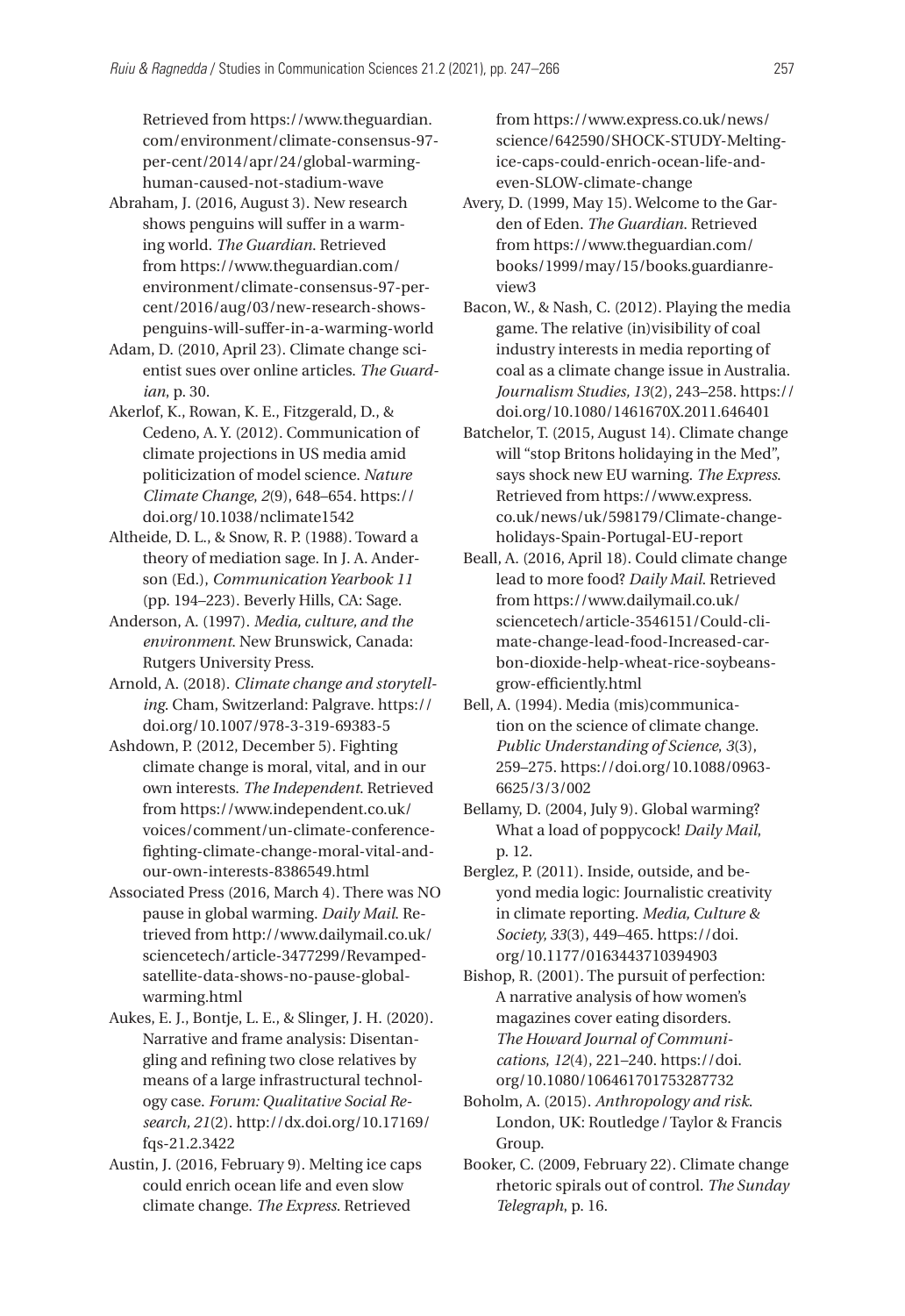Retrieved from https://www.theguardian.com/environment/climate-consensus-97-per-cent/2014/apr/24/global-warming-human-caused-not-stadium-wave

Abraham, J. (2016, August 3). New research shows penguins will suffer in a warming world. *The Guardian*. Retrieved from https://www.theguardian.com/environment/climate-consensus-97-per-cent/2016/aug/03/new-research-shows-penguins-will-suffer-in-a-warming-world

Adam, D. (2010, April 23). Climate change scientist sues over online articles. *The Guardian*, p. 30.

Akerlof, K., Rowan, K. E., Fitzgerald, D., & Cedeno, A. Y. (2012). Communication of climate projections in US media amid politicization of model science. *Nature Climate Change*, *2*(9), 648–654. https://doi.org/10.1038/nclimate1542

Altheide, D. L., & Snow, R. P. (1988). Toward a theory of mediation sage. In J. A. Anderson (Ed.), *Communication Yearbook 11* (pp. 194–223). Beverly Hills, CA: Sage.

Anderson, A. (1997). *Media, culture, and the environment*. New Brunswick, Canada: Rutgers University Press.

Arnold, A. (2018). *Climate change and storytelling*. Cham, Switzerland: Palgrave. https://doi.org/10.1007/978-3-319-69383-5

Ashdown, P. (2012, December 5). Fighting climate change is moral, vital, and in our own interests. *The Independent*. Retrieved from https://www.independent.co.uk/voices/comment/un-climate-conference-fighting-climate-change-moral-vital-and-our-own-interests-8386549.html

Associated Press (2016, March 4). There was NO pause in global warming. *Daily Mail*. Retrieved from http://www.dailymail.co.uk/sciencetech/article-3477299/Revamped-satellite-data-shows-no-pause-global-warming.html

Aukes, E. J., Bontje, L. E., & Slinger, J. H. (2020). Narrative and frame analysis: Disentangling and refining two close relatives by means of a large infrastructural technology case. *Forum: Qualitative Social Research, 21*(2). http://dx.doi.org/10.17169/fqs-21.2.3422

Austin, J. (2016, February 9). Melting ice caps could enrich ocean life and even slow climate change. *The Express*. Retrieved from https://www.express.co.uk/news/science/642590/SHOCK-STUDY-Melting-ice-caps-could-enrich-ocean-life-and-even-SLOW-climate-change

Avery, D. (1999, May 15). Welcome to the Garden of Eden. *The Guardian*. Retrieved from https://www.theguardian.com/books/1999/may/15/books.guardianreview3

Bacon, W., & Nash, C. (2012). Playing the media game. The relative (in)visibility of coal industry interests in media reporting of coal as a climate change issue in Australia. *Journalism Studies, 13*(2), 243–258. https://doi.org/10.1080/1461670X.2011.646401

Batchelor, T. (2015, August 14). Climate change will "stop Britons holidaying in the Med", says shock new EU warning. *The Express*. Retrieved from https://www.express.co.uk/news/uk/598179/Climate-change-holidays-Spain-Portugal-EU-report

Beall, A. (2016, April 18). Could climate change lead to more food? *Daily Mail*. Retrieved from https://www.dailymail.co.uk/sciencetech/article-3546151/Could-climate-change-lead-food-Increased-carbon-dioxide-help-wheat-rice-soybeans-grow-efficiently.html

Bell, A. (1994). Media (mis)communication on the science of climate change. *Public Understanding of Science*, *3*(3), 259–275. https://doi.org/10.1088/0963-6625/3/3/002

Bellamy, D. (2004, July 9). Global warming? What a load of poppycock! *Daily Mail*, p. 12.

Berglez, P. (2011). Inside, outside, and beyond media logic: Journalistic creativity in climate reporting. *Media, Culture & Society, 33*(3), 449–465. https://doi.org/10.1177/0163443710394903

Bishop, R. (2001). The pursuit of perfection: A narrative analysis of how women's magazines cover eating disorders. *The Howard Journal of Communications*, *12*(4), 221–240. https://doi.org/10.1080/106461701753287732

Boholm, A. (2015). *Anthropology and risk*. London, UK: Routledge / Taylor & Francis Group.

Booker, C. (2009, February 22). Climate change rhetoric spirals out of control. *The Sunday Telegraph*, p. 16.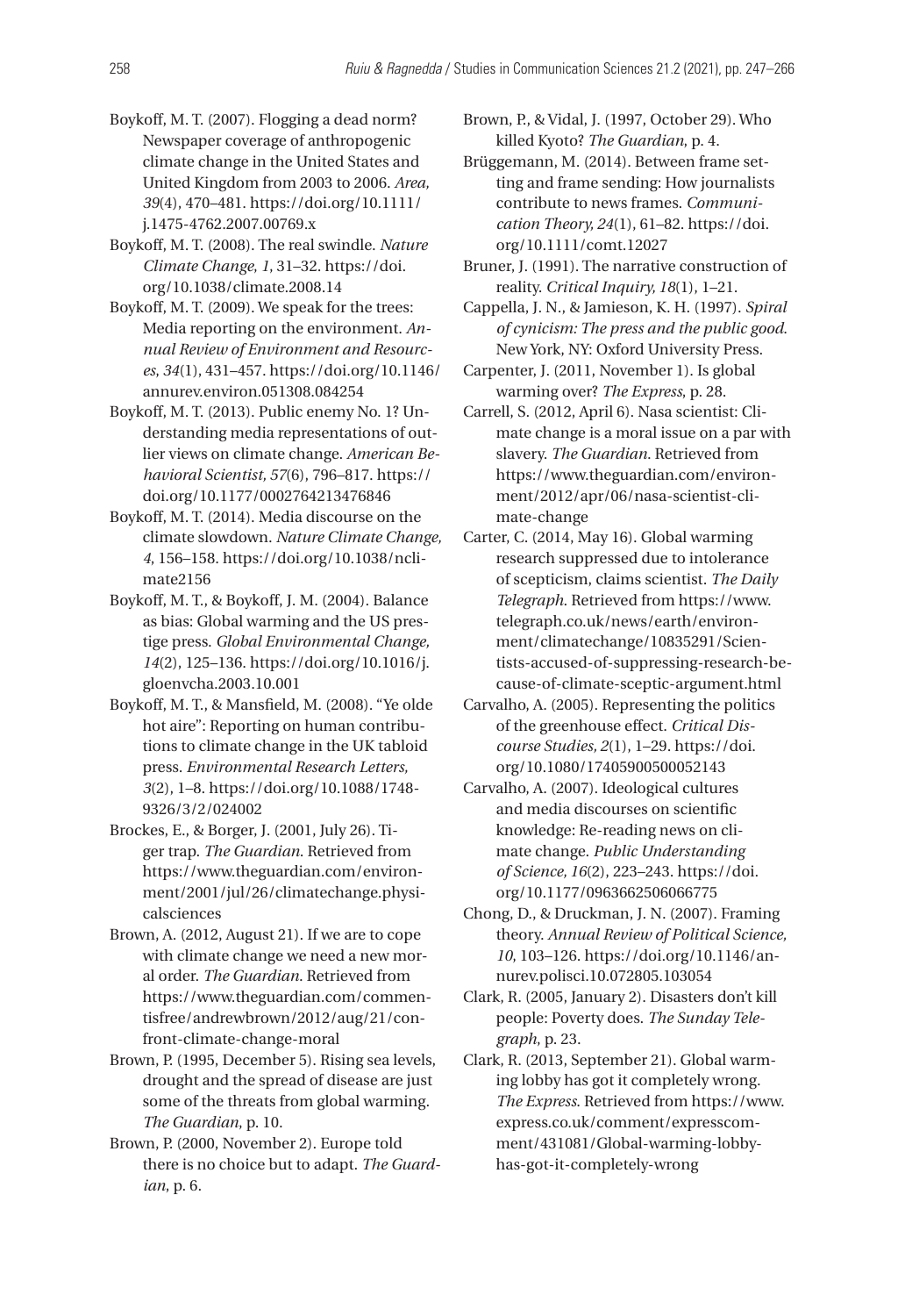Boykoff, M. T. (2007). Flogging a dead norm? Newspaper coverage of anthropogenic climate change in the United States and United Kingdom from 2003 to 2006. *Area, 39*(4), 470–481. https://doi.org/10.1111/j.1475-4762.2007.00769.x

Boykoff, M. T. (2008). The real swindle. *Nature Climate Change, 1*, 31–32. https://doi.org/10.1038/climate.2008.14

Boykoff, M. T. (2009). We speak for the trees: Media reporting on the environment. *Annual Review of Environment and Resources, 34*(1), 431–457. https://doi.org/10.1146/annurev.environ.051308.084254

Boykoff, M. T. (2013). Public enemy No. 1? Understanding media representations of outlier views on climate change. *American Behavioral Scientist, 57*(6), 796–817. https://doi.org/10.1177/0002764213476846

Boykoff, M. T. (2014). Media discourse on the climate slowdown. *Nature Climate Change, 4*, 156–158. https://doi.org/10.1038/nclimate2156

Boykoff, M. T., & Boykoff, J. M. (2004). Balance as bias: Global warming and the US prestige press. *Global Environmental Change, 14*(2), 125–136. https://doi.org/10.1016/j.gloenvcha.2003.10.001

Boykoff, M. T., & Mansfield, M. (2008). "Ye olde hot aire": Reporting on human contributions to climate change in the UK tabloid press. *Environmental Research Letters, 3*(2), 1–8. https://doi.org/10.1088/1748-9326/3/2/024002

Brockes, E., & Borger, J. (2001, July 26). Tiger trap. *The Guardian*. Retrieved from https://www.theguardian.com/environment/2001/jul/26/climatechange.physicalsciences

Brown, A. (2012, August 21). If we are to cope with climate change we need a new moral order. *The Guardian*. Retrieved from https://www.theguardian.com/commentisfree/andrewbrown/2012/aug/21/confront-climate-change-moral

Brown, P. (1995, December 5). Rising sea levels, drought and the spread of disease are just some of the threats from global warming. *The Guardian*, p. 10.

Brown, P. (2000, November 2). Europe told there is no choice but to adapt. *The Guardian*, p. 6.

Brown, P., & Vidal, J. (1997, October 29). Who killed Kyoto? *The Guardian*, p. 4.

Brüggemann, M. (2014). Between frame setting and frame sending: How journalists contribute to news frames. *Communication Theory, 24*(1), 61–82. https://doi.org/10.1111/comt.12027

Bruner, J. (1991). The narrative construction of reality. *Critical Inquiry, 18*(1), 1–21.

Cappella, J. N., & Jamieson, K. H. (1997). *Spiral of cynicism: The press and the public good*. New York, NY: Oxford University Press.

Carpenter, J. (2011, November 1). Is global warming over? *The Express*, p. 28.

Carrell, S. (2012, April 6). Nasa scientist: Climate change is a moral issue on a par with slavery. *The Guardian*. Retrieved from https://www.theguardian.com/environment/2012/apr/06/nasa-scientist-climate-change

Carter, C. (2014, May 16). Global warming research suppressed due to intolerance of scepticism, claims scientist. *The Daily Telegraph*. Retrieved from https://www.telegraph.co.uk/news/earth/environment/climatechange/10835291/Scientists-accused-of-suppressing-research-because-of-climate-sceptic-argument.html

Carvalho, A. (2005). Representing the politics of the greenhouse effect. *Critical Discourse Studies, 2*(1), 1–29. https://doi.org/10.1080/17405900500052143

Carvalho, A. (2007). Ideological cultures and media discourses on scientific knowledge: Re-reading news on climate change. *Public Understanding of Science, 16*(2), 223–243. https://doi.org/10.1177/0963662506066775

Chong, D., & Druckman, J. N. (2007). Framing theory. *Annual Review of Political Science, 10*, 103–126. https://doi.org/10.1146/annurev.polisci.10.072805.103054

Clark, R. (2005, January 2). Disasters don't kill people: Poverty does. *The Sunday Telegraph*, p. 23.

Clark, R. (2013, September 21). Global warming lobby has got it completely wrong. *The Express*. Retrieved from https://www.express.co.uk/comment/expresscomment/431081/Global-warming-lobby-has-got-it-completely-wrong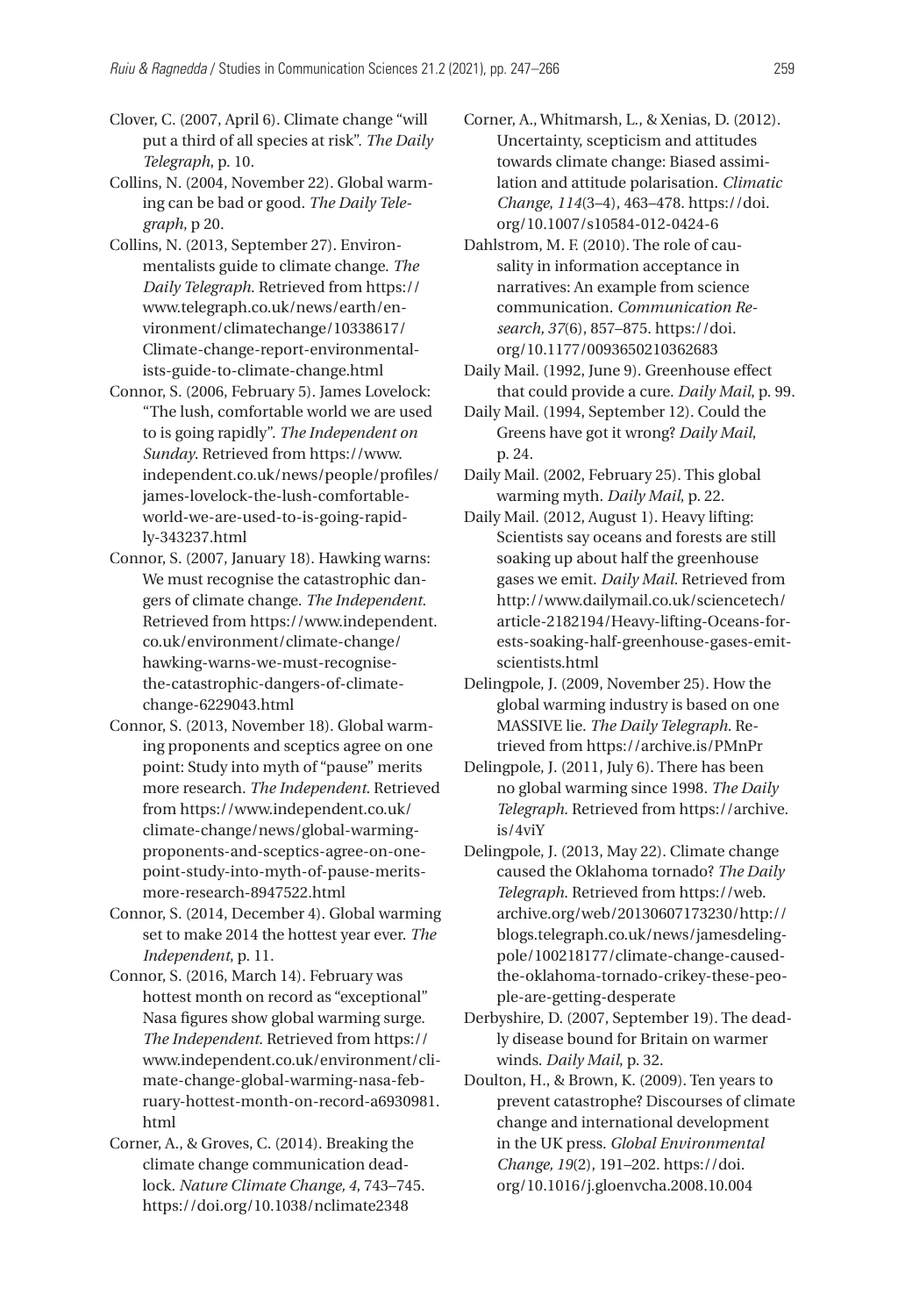Clover, C. (2007, April 6). Climate change "will put a third of all species at risk". *The Daily Telegraph*, p. 10.

Collins, N. (2004, November 22). Global warming can be bad or good. *The Daily Telegraph*, p 20.

Collins, N. (2013, September 27). Environmentalists guide to climate change. *The Daily Telegraph*. Retrieved from https://www.telegraph.co.uk/news/earth/environment/climatechange/10338617/Climate-change-report-environmentalists-guide-to-climate-change.html

Connor, S. (2006, February 5). James Lovelock: "The lush, comfortable world we are used to is going rapidly". *The Independent on Sunday*. Retrieved from https://www.independent.co.uk/news/people/profiles/james-lovelock-the-lush-comfortable-world-we-are-used-to-is-going-rapidly-343237.html

Connor, S. (2007, January 18). Hawking warns: We must recognise the catastrophic dangers of climate change. *The Independent*. Retrieved from https://www.independent.co.uk/environment/climate-change/hawking-warns-we-must-recognise-the-catastrophic-dangers-of-climate-change-6229043.html

Connor, S. (2013, November 18). Global warming proponents and sceptics agree on one point: Study into myth of "pause" merits more research. *The Independent*. Retrieved from https://www.independent.co.uk/climate-change/news/global-warming-proponents-and-sceptics-agree-on-one-point-study-into-myth-of-pause-merits-more-research-8947522.html

Connor, S. (2014, December 4). Global warming set to make 2014 the hottest year ever. *The Independent*, p. 11.

Connor, S. (2016, March 14). February was hottest month on record as "exceptional" Nasa figures show global warming surge. *The Independent*. Retrieved from https://www.independent.co.uk/environment/climate-change-global-warming-nasa-february-hottest-month-on-record-a6930981.html

Corner, A., & Groves, C. (2014). Breaking the climate change communication deadlock. *Nature Climate Change, 4*, 743–745. https://doi.org/10.1038/nclimate2348

Corner, A., Whitmarsh, L., & Xenias, D. (2012). Uncertainty, scepticism and attitudes towards climate change: Biased assimilation and attitude polarisation. *Climatic Change, 114*(3–4), 463–478. https://doi.org/10.1007/s10584-012-0424-6

Dahlstrom, M. F. (2010). The role of causality in information acceptance in narratives: An example from science communication. *Communication Research, 37*(6), 857–875. https://doi.org/10.1177/0093650210362683

Daily Mail. (1992, June 9). Greenhouse effect that could provide a cure. *Daily Mail*, p. 99.

Daily Mail. (1994, September 12). Could the Greens have got it wrong? *Daily Mail*, p. 24.

Daily Mail. (2002, February 25). This global warming myth. *Daily Mail*, p. 22.

Daily Mail. (2012, August 1). Heavy lifting: Scientists say oceans and forests are still soaking up about half the greenhouse gases we emit. *Daily Mail*. Retrieved from http://www.dailymail.co.uk/sciencetech/article-2182194/Heavy-lifting-Oceans-forests-soaking-half-greenhouse-gases-emit-scientists.html

Delingpole, J. (2009, November 25). How the global warming industry is based on one MASSIVE lie. *The Daily Telegraph*. Retrieved from https://archive.is/PMnPr

Delingpole, J. (2011, July 6). There has been no global warming since 1998. *The Daily Telegraph*. Retrieved from https://archive.is/4viY

Delingpole, J. (2013, May 22). Climate change caused the Oklahoma tornado? *The Daily Telegraph*. Retrieved from https://web.archive.org/web/20130607173230/http://blogs.telegraph.co.uk/news/jamesdelingpole/100218177/climate-change-caused-the-oklahoma-tornado-crikey-these-people-are-getting-desperate

Derbyshire, D. (2007, September 19). The deadly disease bound for Britain on warmer winds. *Daily Mail*, p. 32.

Doulton, H., & Brown, K. (2009). Ten years to prevent catastrophe? Discourses of climate change and international development in the UK press. *Global Environmental Change, 19*(2), 191–202. https://doi.org/10.1016/j.gloenvcha.2008.10.004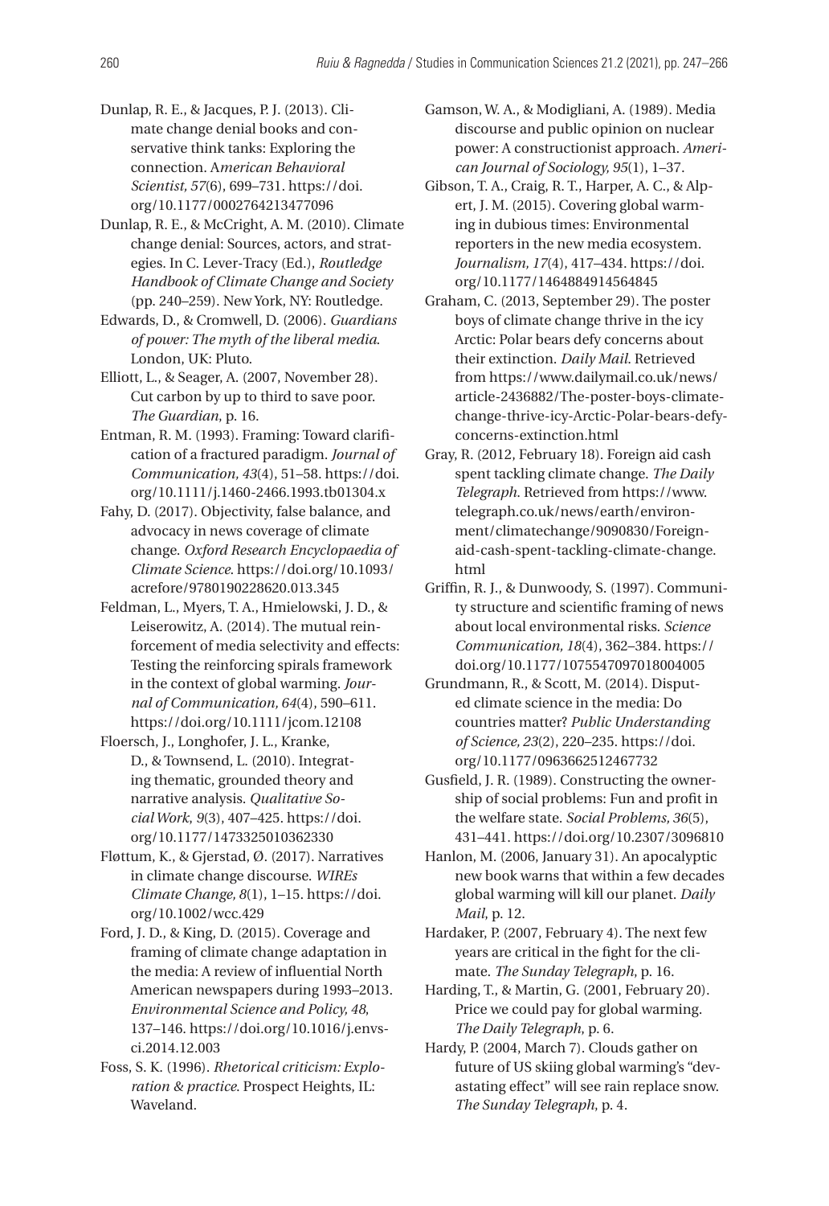Dunlap, R. E., & Jacques, P. J. (2013). Climate change denial books and conservative think tanks: Exploring the connection. A*merican Behavioral Scientist, 57*(6), 699–731. https://doi.org/10.1177/0002764213477096

Dunlap, R. E., & McCright, A. M. (2010). Climate change denial: Sources, actors, and strategies. In C. Lever-Tracy (Ed.), *Routledge Handbook of Climate Change and Society* (pp. 240–259). New York, NY: Routledge.

Edwards, D., & Cromwell, D. (2006). *Guardians of power: The myth of the liberal media*. London, UK: Pluto.

Elliott, L., & Seager, A. (2007, November 28). Cut carbon by up to third to save poor. *The Guardian*, p. 16.

Entman, R. M. (1993). Framing: Toward clarification of a fractured paradigm. *Journal of Communication, 43*(4), 51–58. https://doi.org/10.1111/j.1460-2466.1993.tb01304.x

Fahy, D. (2017). Objectivity, false balance, and advocacy in news coverage of climate change. *Oxford Research Encyclopaedia of Climate Science*. https://doi.org/10.1093/acrefore/9780190228620.013.345

Feldman, L., Myers, T. A., Hmielowski, J. D., & Leiserowitz, A. (2014). The mutual reinforcement of media selectivity and effects: Testing the reinforcing spirals framework in the context of global warming. *Journal of Communication, 64*(4), 590–611. https://doi.org/10.1111/jcom.12108

Floersch, J., Longhofer, J. L., Kranke, D., & Townsend, L. (2010). Integrating thematic, grounded theory and narrative analysis. *Qualitative Social Work*, *9*(3), 407–425. https://doi.org/10.1177/1473325010362330

Fløttum, K., & Gjerstad, Ø. (2017). Narratives in climate change discourse. *WIREs Climate Change, 8*(1), 1–15. https://doi.org/10.1002/wcc.429

Ford, J. D., & King, D. (2015). Coverage and framing of climate change adaptation in the media: A review of influential North American newspapers during 1993–2013. *Environmental Science and Policy, 48*, 137–146. https://doi.org/10.1016/j.envsci.2014.12.003

Foss, S. K. (1996). *Rhetorical criticism: Exploration & practice*. Prospect Heights, IL: Waveland.

Gamson, W. A., & Modigliani, A. (1989). Media discourse and public opinion on nuclear power: A constructionist approach. *American Journal of Sociology, 95*(1), 1–37.

Gibson, T. A., Craig, R. T., Harper, A. C., & Alpert, J. M. (2015). Covering global warming in dubious times: Environmental reporters in the new media ecosystem. *Journalism, 17*(4), 417–434. https://doi.org/10.1177/1464884914564845

Graham, C. (2013, September 29). The poster boys of climate change thrive in the icy Arctic: Polar bears defy concerns about their extinction. *Daily Mail*. Retrieved from https://www.dailymail.co.uk/news/article-2436882/The-poster-boys-climate-change-thrive-icy-Arctic-Polar-bears-defy-concerns-extinction.html

Gray, R. (2012, February 18). Foreign aid cash spent tackling climate change. *The Daily Telegraph*. Retrieved from https://www.telegraph.co.uk/news/earth/environment/climatechange/9090830/Foreign-aid-cash-spent-tackling-climate-change.html

Griffin, R. J., & Dunwoody, S. (1997). Community structure and scientific framing of news about local environmental risks. *Science Communication, 18*(4), 362–384. https://doi.org/10.1177/1075547097018004005

Grundmann, R., & Scott, M. (2014). Disputed climate science in the media: Do countries matter? *Public Understanding of Science, 23*(2), 220–235. https://doi.org/10.1177/0963662512467732

Gusfield, J. R. (1989). Constructing the ownership of social problems: Fun and profit in the welfare state. *Social Problems, 36*(5), 431–441. https://doi.org/10.2307/3096810

Hanlon, M. (2006, January 31). An apocalyptic new book warns that within a few decades global warming will kill our planet. *Daily Mail*, p. 12.

Hardaker, P. (2007, February 4). The next few years are critical in the fight for the climate. *The Sunday Telegraph*, p. 16.

Harding, T., & Martin, G. (2001, February 20). Price we could pay for global warming. *The Daily Telegraph*, p. 6.

Hardy, P. (2004, March 7). Clouds gather on future of US skiing global warming's "devastating effect" will see rain replace snow. *The Sunday Telegraph*, p. 4.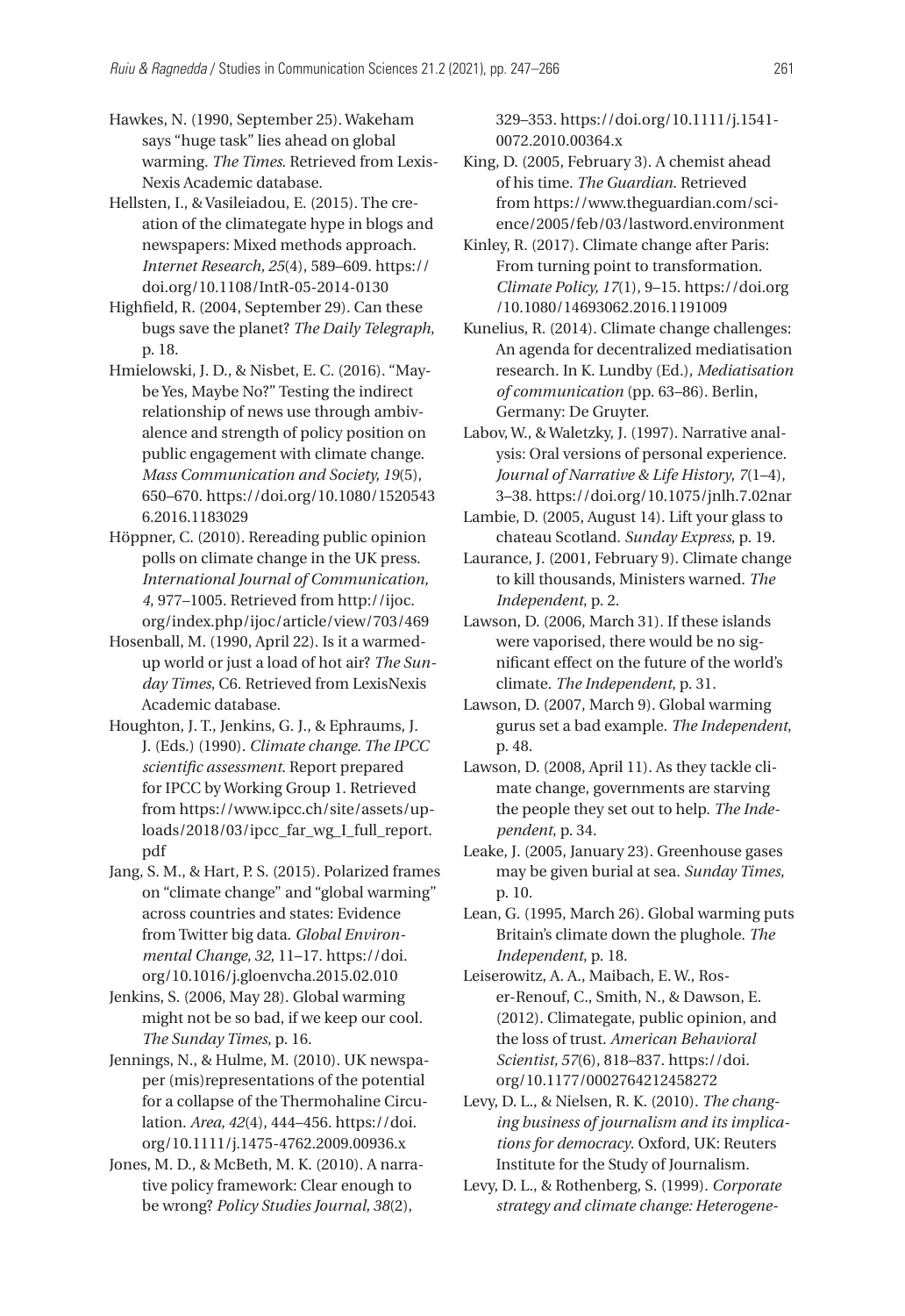Hawkes, N. (1990, September 25). Wakeham says "huge task" lies ahead on global warming. *The Times*. Retrieved from LexisNexis Academic database.

Hellsten, I., & Vasileiadou, E. (2015). The creation of the climategate hype in blogs and newspapers: Mixed methods approach. *Internet Research, 25*(4), 589–609. https://doi.org/10.1108/IntR-05-2014-0130

Highfield, R. (2004, September 29). Can these bugs save the planet? *The Daily Telegraph*, p. 18.

Hmielowski, J. D., & Nisbet, E. C. (2016). "Maybe Yes, Maybe No?" Testing the indirect relationship of news use through ambivalence and strength of policy position on public engagement with climate change. *Mass Communication and Society, 19*(5), 650–670. https://doi.org/10.1080/15205436.2016.1183029

Höppner, C. (2010). Rereading public opinion polls on climate change in the UK press. *International Journal of Communication, 4*, 977–1005. Retrieved from http://ijoc.org/index.php/ijoc/article/view/703/469

Hosenball, M. (1990, April 22). Is it a warmed-up world or just a load of hot air? *The Sunday Times*, C6. Retrieved from LexisNexis Academic database.

Houghton, J. T., Jenkins, G. J., & Ephraums, J. J. (Eds.) (1990). *Climate change. The IPCC scientific assessment*. Report prepared for IPCC by Working Group 1. Retrieved from https://www.ipcc.ch/site/assets/uploads/2018/03/ipcc_far_wg_I_full_report.pdf

Jang, S. M., & Hart, P. S. (2015). Polarized frames on "climate change" and "global warming" across countries and states: Evidence from Twitter big data. *Global Environmental Change, 32*, 11–17. https://doi.org/10.1016/j.gloenvcha.2015.02.010

Jenkins, S. (2006, May 28). Global warming might not be so bad, if we keep our cool. *The Sunday Times*, p. 16.

Jennings, N., & Hulme, M. (2010). UK newspaper (mis)representations of the potential for a collapse of the Thermohaline Circulation. *Area, 42*(4), 444–456. https://doi.org/10.1111/j.1475-4762.2009.00936.x

Jones, M. D., & McBeth, M. K. (2010). A narrative policy framework: Clear enough to be wrong? *Policy Studies Journal, 38*(2), 329–353. https://doi.org/10.1111/j.1541-0072.2010.00364.x

King, D. (2005, February 3). A chemist ahead of his time. *The Guardian*. Retrieved from https://www.theguardian.com/science/2005/feb/03/lastword.environment

Kinley, R. (2017). Climate change after Paris: From turning point to transformation. *Climate Policy, 17*(1), 9–15. https://doi.org/10.1080/14693062.2016.1191009

Kunelius, R. (2014). Climate change challenges: An agenda for decentralized mediatisation research. In K. Lundby (Ed.), *Mediatisation of communication* (pp. 63–86). Berlin, Germany: De Gruyter.

Labov, W., & Waletzky, J. (1997). Narrative analysis: Oral versions of personal experience. *Journal of Narrative & Life History, 7*(1–4), 3–38. https://doi.org/10.1075/jnlh.7.02nar

Lambie, D. (2005, August 14). Lift your glass to chateau Scotland. *Sunday Express*, p. 19.

Laurance, J. (2001, February 9). Climate change to kill thousands, Ministers warned. *The Independent*, p. 2.

Lawson, D. (2006, March 31). If these islands were vaporised, there would be no significant effect on the future of the world's climate. *The Independent*, p. 31.

Lawson, D. (2007, March 9). Global warming gurus set a bad example. *The Independent*, p. 48.

Lawson, D. (2008, April 11). As they tackle climate change, governments are starving the people they set out to help. *The Independent*, p. 34.

Leake, J. (2005, January 23). Greenhouse gases may be given burial at sea. *Sunday Times*, p. 10.

Lean, G. (1995, March 26). Global warming puts Britain's climate down the plughole. *The Independent*, p. 18.

Leiserowitz, A. A., Maibach, E. W., Roser-Renouf, C., Smith, N., & Dawson, E. (2012). Climategate, public opinion, and the loss of trust. *American Behavioral Scientist, 57*(6), 818–837. https://doi.org/10.1177/0002764212458272

Levy, D. L., & Nielsen, R. K. (2010). *The changing business of journalism and its implications for democracy*. Oxford, UK: Reuters Institute for the Study of Journalism.

Levy, D. L., & Rothenberg, S. (1999). *Corporate strategy and climate change: Heterogene-*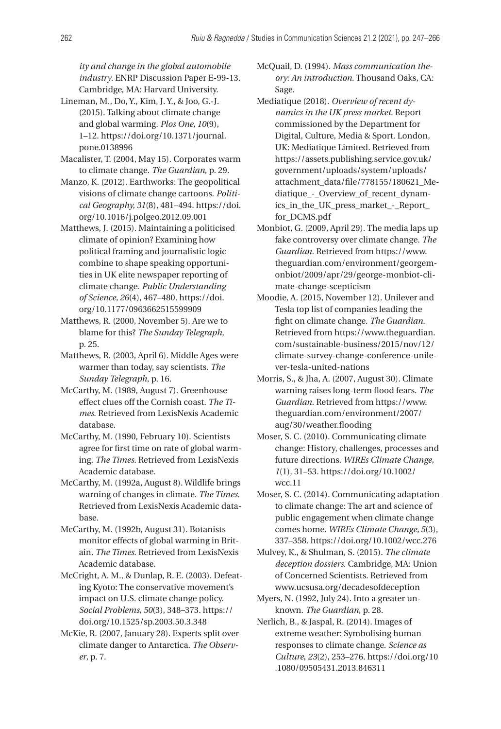*ity and change in the global automobile industry*. ENRP Discussion Paper E-99-13. Cambridge, MA: Harvard University.

Lineman, M., Do, Y., Kim, J. Y., & Joo, G.-J. (2015). Talking about climate change and global warming. *Plos One, 10*(9), 1–12. https://doi.org/10.1371/journal.pone.0138996

Macalister, T. (2004, May 15). Corporates warm to climate change. *The Guardian*, p. 29.

Manzo, K. (2012). Earthworks: The geopolitical visions of climate change cartoons. *Political Geography, 31*(8), 481–494. https://doi.org/10.1016/j.polgeo.2012.09.001

Matthews, J. (2015). Maintaining a politicised climate of opinion? Examining how political framing and journalistic logic combine to shape speaking opportunities in UK elite newspaper reporting of climate change. *Public Understanding of Science, 26*(4), 467–480. https://doi.org/10.1177/0963662515599909

Matthews, R. (2000, November 5). Are we to blame for this? *The Sunday Telegraph*, p. 25.

Matthews, R. (2003, April 6). Middle Ages were warmer than today, say scientists. *The Sunday Telegraph*, p. 16.

McCarthy, M. (1989, August 7). Greenhouse effect clues off the Cornish coast. *The Times*. Retrieved from LexisNexis Academic database.

McCarthy, M. (1990, February 10). Scientists agree for first time on rate of global warming. *The Times*. Retrieved from LexisNexis Academic database.

McCarthy, M. (1992a, August 8). Wildlife brings warning of changes in climate. *The Times*. Retrieved from LexisNexis Academic database.

McCarthy, M. (1992b, August 31). Botanists monitor effects of global warming in Britain. *The Times*. Retrieved from LexisNexis Academic database.

McCright, A. M., & Dunlap, R. E. (2003). Defeating Kyoto: The conservative movement's impact on U.S. climate change policy. *Social Problems, 50*(3), 348–373. https://doi.org/10.1525/sp.2003.50.3.348

McKie, R. (2007, January 28). Experts split over climate danger to Antarctica. *The Observer*, p. 7.

McQuail, D. (1994). *Mass communication theory: An introduction*. Thousand Oaks, CA: Sage.

Mediatique (2018). *Overview of recent dynamics in the UK press market*. Report commissioned by the Department for Digital, Culture, Media & Sport. London, UK: Mediatique Limited. Retrieved from https://assets.publishing.service.gov.uk/government/uploads/system/uploads/attachment_data/file/778155/180621_Mediatique_-_Overview_of_recent_dynamics_in_the_UK_press_market_-_Report_for_DCMS.pdf

Monbiot, G. (2009, April 29). The media laps up fake controversy over climate change. *The Guardian*. Retrieved from https://www.theguardian.com/environment/georgemonbiot/2009/apr/29/george-monbiot-climate-change-scepticism

Moodie, A. (2015, November 12). Unilever and Tesla top list of companies leading the fight on climate change. *The Guardian*. Retrieved from https://www.theguardian.com/sustainable-business/2015/nov/12/climate-survey-change-conference-unilever-tesla-united-nations

Morris, S., & Jha, A. (2007, August 30). Climate warning raises long-term flood fears. *The Guardian*. Retrieved from https://www.theguardian.com/environment/2007/aug/30/weather.flooding

Moser, S. C. (2010). Communicating climate change: History, challenges, processes and future directions. *WIREs Climate Change, 1*(1), 31–53. https://doi.org/10.1002/wcc.11

Moser, S. C. (2014). Communicating adaptation to climate change: The art and science of public engagement when climate change comes home. *WIREs Climate Change, 5*(3), 337–358. https://doi.org/10.1002/wcc.276

Mulvey, K., & Shulman, S. (2015). *The climate deception dossiers*. Cambridge, MA: Union of Concerned Scientists. Retrieved from www.ucsusa.org/decadesofdeception

Myers, N. (1992, July 24). Into a greater unknown. *The Guardian*, p. 28.

Nerlich, B., & Jaspal, R. (2014). Images of extreme weather: Symbolising human responses to climate change. *Science as Culture, 23*(2), 253–276. https://doi.org/10.1080/09505431.2013.846311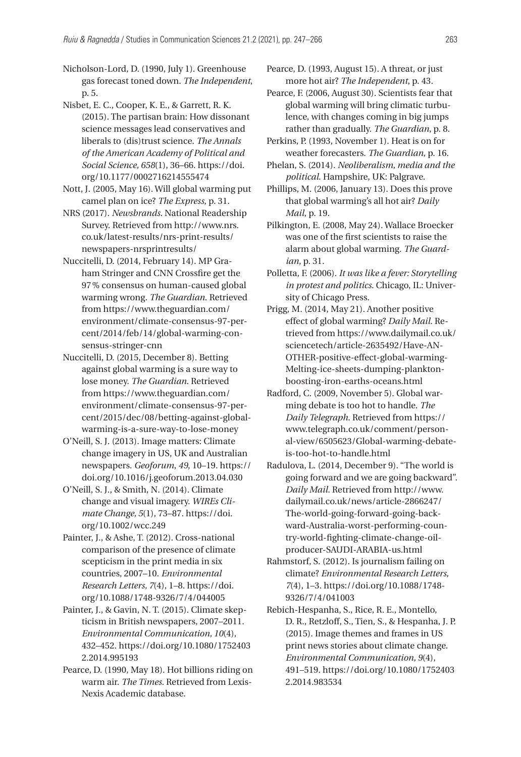Nicholson-Lord, D. (1990, July 1). Greenhouse gas forecast toned down. *The Independent*, p. 5.

Nisbet, E. C., Cooper, K. E., & Garrett, R. K. (2015). The partisan brain: How dissonant science messages lead conservatives and liberals to (dis)trust science. *The Annals of the American Academy of Political and Social Science, 658*(1), 36–66. https://doi.org/10.1177/0002716214555474

Nott, J. (2005, May 16). Will global warming put camel plan on ice? *The Express*, p. 31.

NRS (2017). *Newsbrands*. National Readership Survey. Retrieved from http://www.nrs.co.uk/latest-results/nrs-print-results/newspapers-nrsprintresults/

Nuccitelli, D. (2014, February 14). MP Graham Stringer and CNN Crossfire get the 97% consensus on human-caused global warming wrong. *The Guardian*. Retrieved from https://www.theguardian.com/environment/climate-consensus-97-per-cent/2014/feb/14/global-warming-consensus-stringer-cnn

Nuccitelli, D. (2015, December 8). Betting against global warming is a sure way to lose money. *The Guardian*. Retrieved from https://www.theguardian.com/environment/climate-consensus-97-per-cent/2015/dec/08/betting-against-global-warming-is-a-sure-way-to-lose-money

O'Neill, S. J. (2013). Image matters: Climate change imagery in US, UK and Australian newspapers. *Geoforum*, *49*, 10–19. https://doi.org/10.1016/j.geoforum.2013.04.030

O'Neill, S. J., & Smith, N. (2014). Climate change and visual imagery. *WIREs Climate Change, 5*(1), 73–87. https://doi.org/10.1002/wcc.249

Painter, J., & Ashe, T. (2012). Cross-national comparison of the presence of climate scepticism in the print media in six countries, 2007–10. *Environmental Research Letters, 7*(4), 1–8. https://doi.org/10.1088/1748-9326/7/4/044005

Painter, J., & Gavin, N. T. (2015). Climate skepticism in British newspapers, 2007–2011. *Environmental Communication*, *10*(4), 432–452. https://doi.org/10.1080/17524032.2014.995193

Pearce, D. (1990, May 18). Hot billions riding on warm air. *The Times*. Retrieved from Lexis-Nexis Academic database.

Pearce, D. (1993, August 15). A threat, or just more hot air? *The Independent*, p. 43.

Pearce, F. (2006, August 30). Scientists fear that global warming will bring climatic turbulence, with changes coming in big jumps rather than gradually. *The Guardian*, p. 8.

Perkins, P. (1993, November 1). Heat is on for weather forecasters. *The Guardian*, p. 16.

Phelan, S. (2014). *Neoliberalism, media and the political*. Hampshire, UK: Palgrave.

Phillips, M. (2006, January 13). Does this prove that global warming's all hot air? *Daily Mail*, p. 19.

Pilkington, E. (2008, May 24). Wallace Broecker was one of the first scientists to raise the alarm about global warming. *The Guardian*, p. 31.

Polletta, F. (2006). *It was like a fever: Storytelling in protest and politics*. Chicago, IL: University of Chicago Press.

Prigg, M. (2014, May 21). Another positive effect of global warming? *Daily Mail*. Retrieved from https://www.dailymail.co.uk/sciencetech/article-2635492/Have-AN-OTHER-positive-effect-global-warming-Melting-ice-sheets-dumping-plankton-boosting-iron-earths-oceans.html

Radford, C. (2009, November 5). Global warming debate is too hot to handle. *The Daily Telegraph*. Retrieved from https://www.telegraph.co.uk/comment/personal-view/6505623/Global-warming-debate-is-too-hot-to-handle.html

Radulova, L. (2014, December 9). "The world is going forward and we are going backward". *Daily Mail*. Retrieved from http://www.dailymail.co.uk/news/article-2866247/The-world-going-forward-going-backward-Australia-worst-performing-country-world-fighting-climate-change-oil-producer-SAUDI-ARABIA-us.html

Rahmstorf, S. (2012). Is journalism failing on climate? *Environmental Research Letters, 7*(4), 1–3. https://doi.org/10.1088/1748-9326/7/4/041003

Rebich-Hespanha, S., Rice, R. E., Montello, D. R., Retzloff, S., Tien, S., & Hespanha, J. P. (2015). Image themes and frames in US print news stories about climate change. *Environmental Communication, 9*(4), 491–519. https://doi.org/10.1080/17524032.2014.983534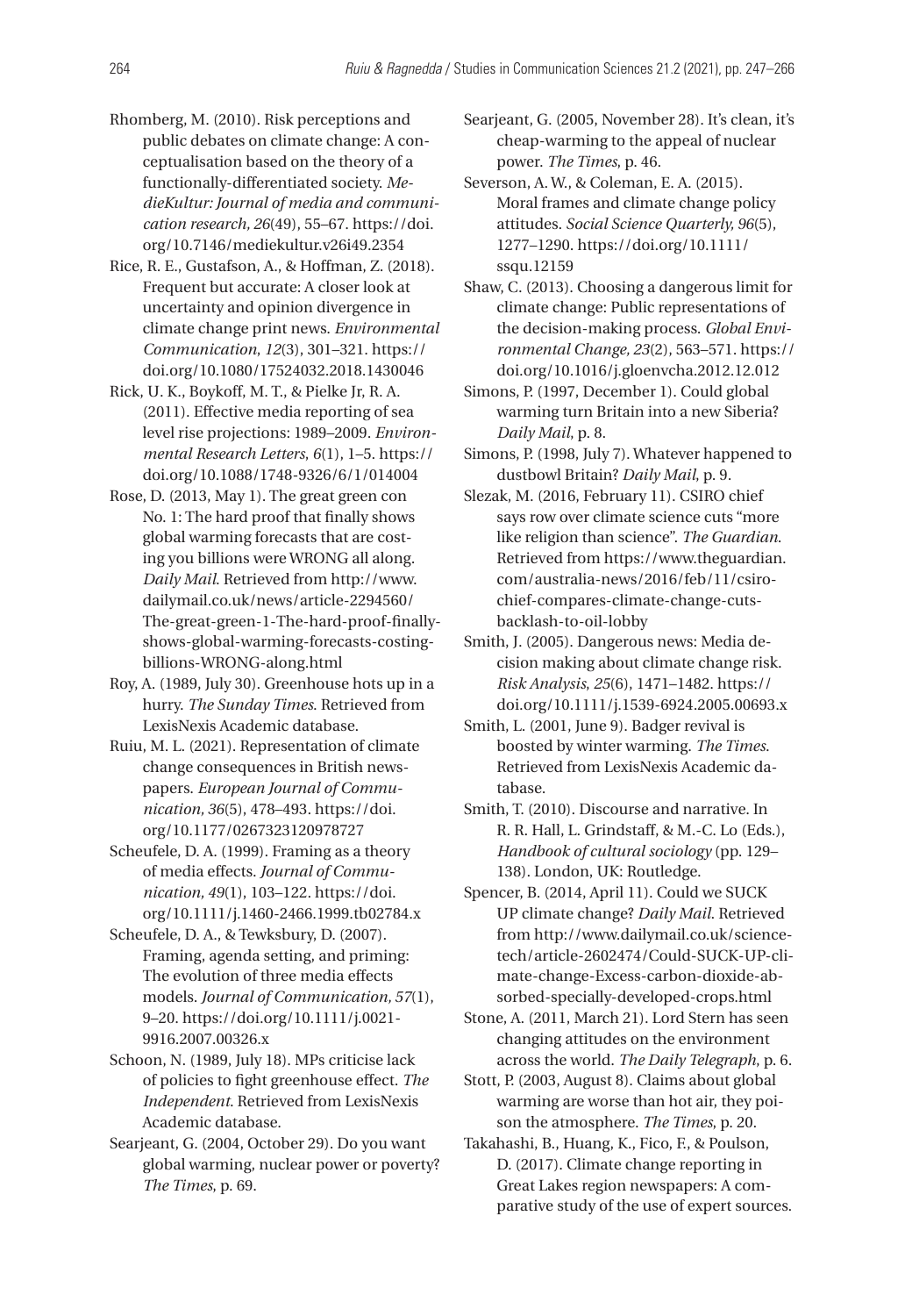Rhomberg, M. (2010). Risk perceptions and public debates on climate change: A conceptualisation based on the theory of a functionally-differentiated society. *MedieKultur: Journal of media and communication research, 26*(49), 55–67. https://doi.org/10.7146/mediekultur.v26i49.2354

Rice, R. E., Gustafson, A., & Hoffman, Z. (2018). Frequent but accurate: A closer look at uncertainty and opinion divergence in climate change print news. *Environmental Communication, 12*(3), 301–321. https://doi.org/10.1080/17524032.2018.1430046

Rick, U. K., Boykoff, M. T., & Pielke Jr, R. A. (2011). Effective media reporting of sea level rise projections: 1989–2009. *Environmental Research Letters, 6*(1), 1–5. https://doi.org/10.1088/1748-9326/6/1/014004

Rose, D. (2013, May 1). The great green con No. 1: The hard proof that finally shows global warming forecasts that are costing you billions were WRONG all along. *Daily Mail*. Retrieved from http://www.dailymail.co.uk/news/article-2294560/The-great-green-1-The-hard-proof-finally-shows-global-warming-forecasts-costing-billions-WRONG-along.html

Roy, A. (1989, July 30). Greenhouse hots up in a hurry. *The Sunday Times*. Retrieved from LexisNexis Academic database.

Ruiu, M. L. (2021). Representation of climate change consequences in British newspapers. *European Journal of Communication, 36*(5), 478–493. https://doi.org/10.1177/0267323120978727

Scheufele, D. A. (1999). Framing as a theory of media effects. *Journal of Communication, 49*(1), 103–122. https://doi.org/10.1111/j.1460-2466.1999.tb02784.x

Scheufele, D. A., & Tewksbury, D. (2007). Framing, agenda setting, and priming: The evolution of three media effects models. *Journal of Communication, 57*(1), 9–20. https://doi.org/10.1111/j.0021-9916.2007.00326.x

Schoon, N. (1989, July 18). MPs criticise lack of policies to fight greenhouse effect. *The Independent*. Retrieved from LexisNexis Academic database.

Searjeant, G. (2004, October 29). Do you want global warming, nuclear power or poverty? *The Times*, p. 69.

Searjeant, G. (2005, November 28). It's clean, it's cheap-warming to the appeal of nuclear power. *The Times*, p. 46.

Severson, A. W., & Coleman, E. A. (2015). Moral frames and climate change policy attitudes. *Social Science Quarterly, 96*(5), 1277–1290. https://doi.org/10.1111/ssqu.12159

Shaw, C. (2013). Choosing a dangerous limit for climate change: Public representations of the decision-making process. *Global Environmental Change, 23*(2), 563–571. https://doi.org/10.1016/j.gloenvcha.2012.12.012

Simons, P. (1997, December 1). Could global warming turn Britain into a new Siberia? *Daily Mail*, p. 8.

Simons, P. (1998, July 7). Whatever happened to dustbowl Britain? *Daily Mail*, p. 9.

Slezak, M. (2016, February 11). CSIRO chief says row over climate science cuts "more like religion than science". *The Guardian*. Retrieved from https://www.theguardian.com/australia-news/2016/feb/11/csiro-chief-compares-climate-change-cuts-backlash-to-oil-lobby

Smith, J. (2005). Dangerous news: Media decision making about climate change risk. *Risk Analysis, 25*(6), 1471–1482. https://doi.org/10.1111/j.1539-6924.2005.00693.x

Smith, L. (2001, June 9). Badger revival is boosted by winter warming. *The Times*. Retrieved from LexisNexis Academic database.

Smith, T. (2010). Discourse and narrative. In R. R. Hall, L. Grindstaff, & M.-C. Lo (Eds.), *Handbook of cultural sociology* (pp. 129–138). London, UK: Routledge.

Spencer, B. (2014, April 11). Could we SUCK UP climate change? *Daily Mail*. Retrieved from http://www.dailymail.co.uk/sciencetech/article-2602474/Could-SUCK-UP-climate-change-Excess-carbon-dioxide-absorbed-specially-developed-crops.html

Stone, A. (2011, March 21). Lord Stern has seen changing attitudes on the environment across the world. *The Daily Telegraph*, p. 6.

Stott, P. (2003, August 8). Claims about global warming are worse than hot air, they poison the atmosphere. *The Times*, p. 20.

Takahashi, B., Huang, K., Fico, F., & Poulson, D. (2017). Climate change reporting in Great Lakes region newspapers: A comparative study of the use of expert sources.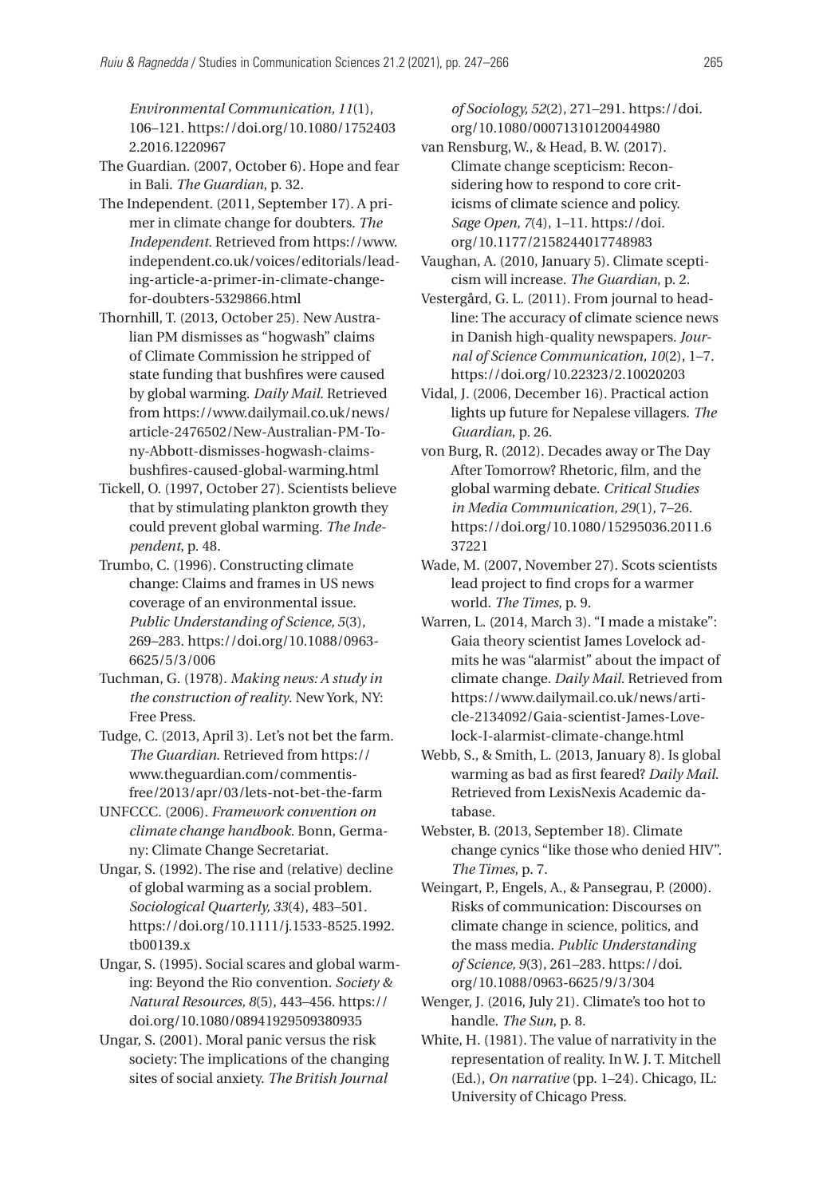*Environmental Communication, 11*(1), 106–121. https://doi.org/10.1080/17524032.2016.1220967

The Guardian. (2007, October 6). Hope and fear in Bali. *The Guardian*, p. 32.

The Independent. (2011, September 17). A primer in climate change for doubters. *The Independent*. Retrieved from https://www.independent.co.uk/voices/editorials/leading-article-a-primer-in-climate-change-for-doubters-5329866.html

Thornhill, T. (2013, October 25). New Australian PM dismisses as "hogwash" claims of Climate Commission he stripped of state funding that bushfires were caused by global warming. *Daily Mail*. Retrieved from https://www.dailymail.co.uk/news/article-2476502/New-Australian-PM-Tony-Abbott-dismisses-hogwash-claims-bushfires-caused-global-warming.html

Tickell, O. (1997, October 27). Scientists believe that by stimulating plankton growth they could prevent global warming. *The Independent*, p. 48.

Trumbo, C. (1996). Constructing climate change: Claims and frames in US news coverage of an environmental issue. *Public Understanding of Science, 5*(3), 269–283. https://doi.org/10.1088/0963-6625/5/3/006

Tuchman, G. (1978). *Making news: A study in the construction of reality*. New York, NY: Free Press.

Tudge, C. (2013, April 3). Let's not bet the farm. *The Guardian*. Retrieved from https://www.theguardian.com/commentisfree/2013/apr/03/lets-not-bet-the-farm

UNFCCC. (2006). *Framework convention on climate change handbook*. Bonn, Germany: Climate Change Secretariat.

Ungar, S. (1992). The rise and (relative) decline of global warming as a social problem. *Sociological Quarterly, 33*(4), 483–501. https://doi.org/10.1111/j.1533-8525.1992.tb00139.x

Ungar, S. (1995). Social scares and global warming: Beyond the Rio convention. *Society & Natural Resources, 8*(5), 443–456. https://doi.org/10.1080/08941929509380935

Ungar, S. (2001). Moral panic versus the risk society: The implications of the changing sites of social anxiety. *The British Journal of Sociology, 52*(2), 271–291. https://doi.org/10.1080/00071310120044980

van Rensburg, W., & Head, B. W. (2017). Climate change scepticism: Reconsidering how to respond to core criticisms of climate science and policy. *Sage Open, 7*(4), 1–11. https://doi.org/10.1177/2158244017748983

Vaughan, A. (2010, January 5). Climate scepticism will increase. *The Guardian*, p. 2.

Vestergård, G. L. (2011). From journal to headline: The accuracy of climate science news in Danish high-quality newspapers. *Journal of Science Communication, 10*(2), 1–7. https://doi.org/10.22323/2.10020203

Vidal, J. (2006, December 16). Practical action lights up future for Nepalese villagers. *The Guardian*, p. 26.

von Burg, R. (2012). Decades away or The Day After Tomorrow? Rhetoric, film, and the global warming debate. *Critical Studies in Media Communication, 29*(1), 7–26. https://doi.org/10.1080/15295036.2011.637221

Wade, M. (2007, November 27). Scots scientists lead project to find crops for a warmer world. *The Times*, p. 9.

Warren, L. (2014, March 3). "I made a mistake": Gaia theory scientist James Lovelock admits he was "alarmist" about the impact of climate change. *Daily Mail*. Retrieved from https://www.dailymail.co.uk/news/article-2134092/Gaia-scientist-James-Lovelock-I-alarmist-climate-change.html

Webb, S., & Smith, L. (2013, January 8). Is global warming as bad as first feared? *Daily Mail*. Retrieved from LexisNexis Academic database.

Webster, B. (2013, September 18). Climate change cynics "like those who denied HIV". *The Times*, p. 7.

Weingart, P., Engels, A., & Pansegrau, P. (2000). Risks of communication: Discourses on climate change in science, politics, and the mass media. *Public Understanding of Science, 9*(3), 261–283. https://doi.org/10.1088/0963-6625/9/3/304

Wenger, J. (2016, July 21). Climate's too hot to handle. *The Sun*, p. 8.

White, H. (1981). The value of narrativity in the representation of reality. In W. J. T. Mitchell (Ed.), *On narrative* (pp. 1–24). Chicago, IL: University of Chicago Press.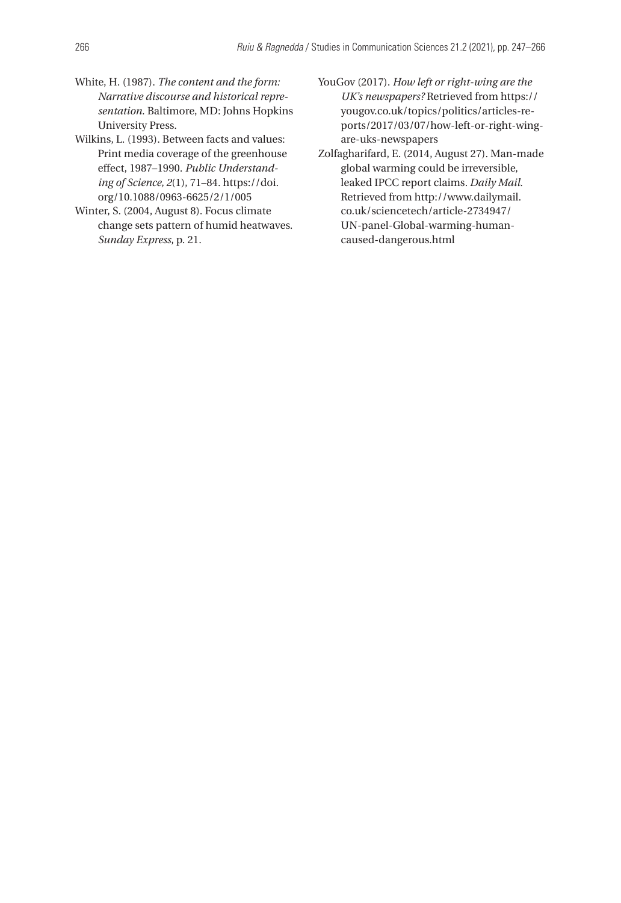White, H. (1987). *The content and the form: Narrative discourse and historical representation*. Baltimore, MD: Johns Hopkins University Press.

Wilkins, L. (1993). Between facts and values: Print media coverage of the greenhouse effect, 1987–1990. *Public Understanding of Science, 2*(1), 71–84. https://doi.org/10.1088/0963-6625/2/1/005

Winter, S. (2004, August 8). Focus climate change sets pattern of humid heatwaves. *Sunday Express*, p. 21.

YouGov (2017). *How left or right-wing are the UK's newspapers?* Retrieved from https://yougov.co.uk/topics/politics/articles-reports/2017/03/07/how-left-or-right-wing-are-uks-newspapers

Zolfagharifard, E. (2014, August 27). Man-made global warming could be irreversible, leaked IPCC report claims. *Daily Mail*. Retrieved from http://www.dailymail.co.uk/sciencetech/article-2734947/UN-panel-Global-warming-human-caused-dangerous.html